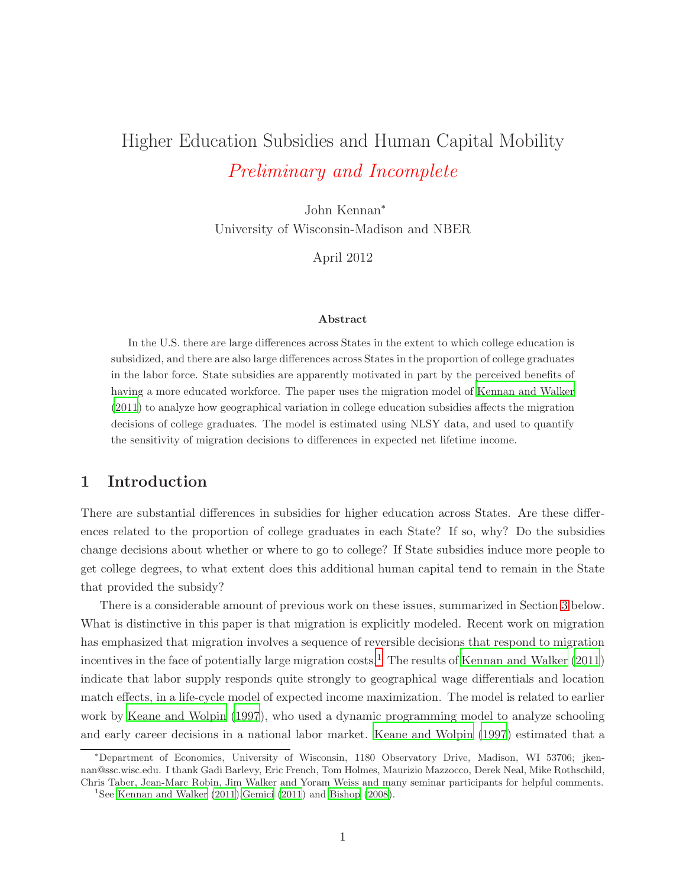# Higher Education Subsidies and Human Capital Mobility

*Preliminary and Incomplete*

John Kennan[*]

University of Wisconsin-Madison and NBER

April 2012

**Abstract**

In the U.S. there are large differences across States in the extent to which college education is subsidized, and there are also large differences across States in the proportion of college graduates in the labor force. State subsidies are apparently motivated in part by the perceived benefits of having a more educated workforce. The paper uses the migration model of Kennan and Walker (2011) to analyze how geographical variation in college education subsidies affects the migration decisions of college graduates. The model is estimated using NLSY data, and used to quantify the sensitivity of migration decisions to differences in expected net lifetime income.

## 1 Introduction

There are substantial differences in subsidies for higher education across States. Are these differences related to the proportion of college graduates in each State? If so, why? Do the subsidies change decisions about whether or where to go to college? If State subsidies induce more people to get college degrees, to what extent does this additional human capital tend to remain in the State that provided the subsidy?

There is a considerable amount of previous work on these issues, summarized in Section 3 below. What is distinctive in this paper is that migration is explicitly modeled. Recent work on migration has emphasized that migration involves a sequence of reversible decisions that respond to migration incentives in the face of potentially large migration costs.[1] The results of Kennan and Walker (2011) indicate that labor supply responds quite strongly to geographical wage differentials and location match effects, in a life-cycle model of expected income maximization. The model is related to earlier work by Keane and Wolpin (1997), who used a dynamic programming model to analyze schooling and early career decisions in a national labor market. Keane and Wolpin (1997) estimated that a

[*]Department of Economics, University of Wisconsin, 1180 Observatory Drive, Madison, WI 53706; jkennan@ssc.wisc.edu. I thank Gadi Barlevy, Eric French, Tom Holmes, Maurizio Mazzocco, Derek Neal, Mike Rothschild, Chris Taber, Jean-Marc Robin, Jim Walker and Yoram Weiss and many seminar participants for helpful comments.

[1]See Kennan and Walker (2011) Gemici (2011) and Bishop (2008).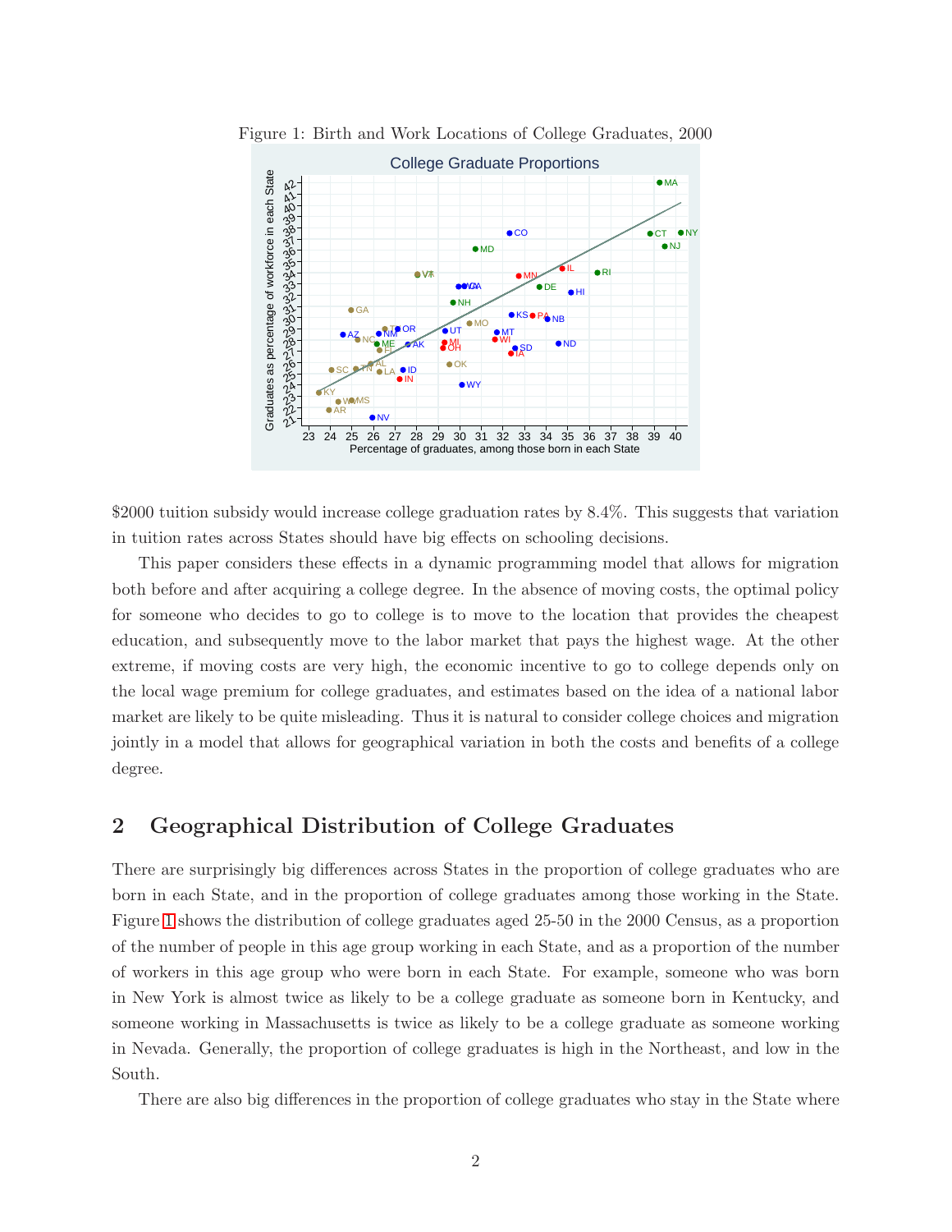Figure 1: Birth and Work Locations of College Graduates, 2000

$2000 tuition subsidy would increase college graduation rates by 8.4%. This suggests that variation in tuition rates across States should have big effects on schooling decisions.

This paper considers these effects in a dynamic programming model that allows for migration both before and after acquiring a college degree. In the absence of moving costs, the optimal policy for someone who decides to go to college is to move to the location that provides the cheapest education, and subsequently move to the labor market that pays the highest wage. At the other extreme, if moving costs are very high, the economic incentive to go to college depends only on the local wage premium for college graduates, and estimates based on the idea of a national labor market are likely to be quite misleading. Thus it is natural to consider college choices and migration jointly in a model that allows for geographical variation in both the costs and benefits of a college degree.

## 2 Geographical Distribution of College Graduates

There are surprisingly big differences across States in the proportion of college graduates who are born in each State, and in the proportion of college graduates among those working in the State. Figure 1 shows the distribution of college graduates aged 25-50 in the 2000 Census, as a proportion of the number of people in this age group working in each State, and as a proportion of the number of workers in this age group who were born in each State. For example, someone who was born in New York is almost twice as likely to be a college graduate as someone born in Kentucky, and someone working in Massachusetts is twice as likely to be a college graduate as someone working in Nevada. Generally, the proportion of college graduates is high in the Northeast, and low in the South.

There are also big differences in the proportion of college graduates who stay in the State where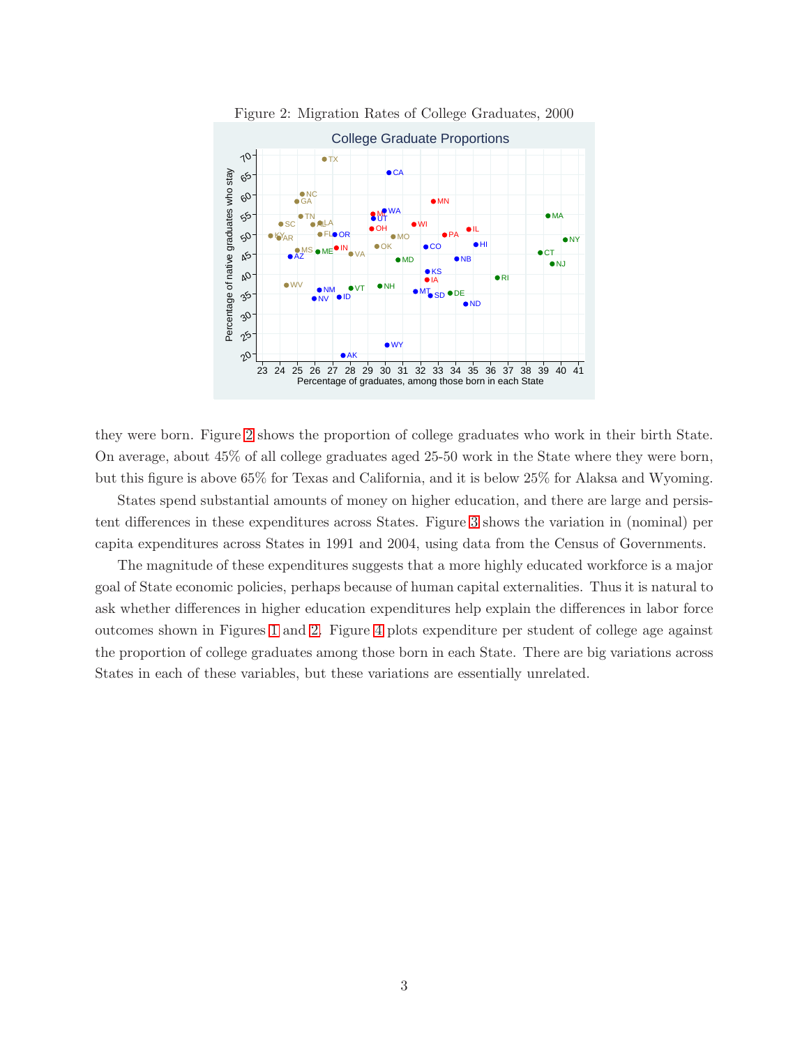Figure 2: Migration Rates of College Graduates, 2000

they were born. Figure 2 shows the proportion of college graduates who work in their birth State. On average, about 45% of all college graduates aged 25-50 work in the State where they were born, but this figure is above 65% for Texas and California, and it is below 25% for Alaksa and Wyoming.

States spend substantial amounts of money on higher education, and there are large and persistent differences in these expenditures across States. Figure 3 shows the variation in (nominal) per capita expenditures across States in 1991 and 2004, using data from the Census of Governments.

The magnitude of these expenditures suggests that a more highly educated workforce is a major goal of State economic policies, perhaps because of human capital externalities. Thus it is natural to ask whether differences in higher education expenditures help explain the differences in labor force outcomes shown in Figures 1 and 2. Figure 4 plots expenditure per student of college age against the proportion of college graduates among those born in each State. There are big variations across States in each of these variables, but these variations are essentially unrelated.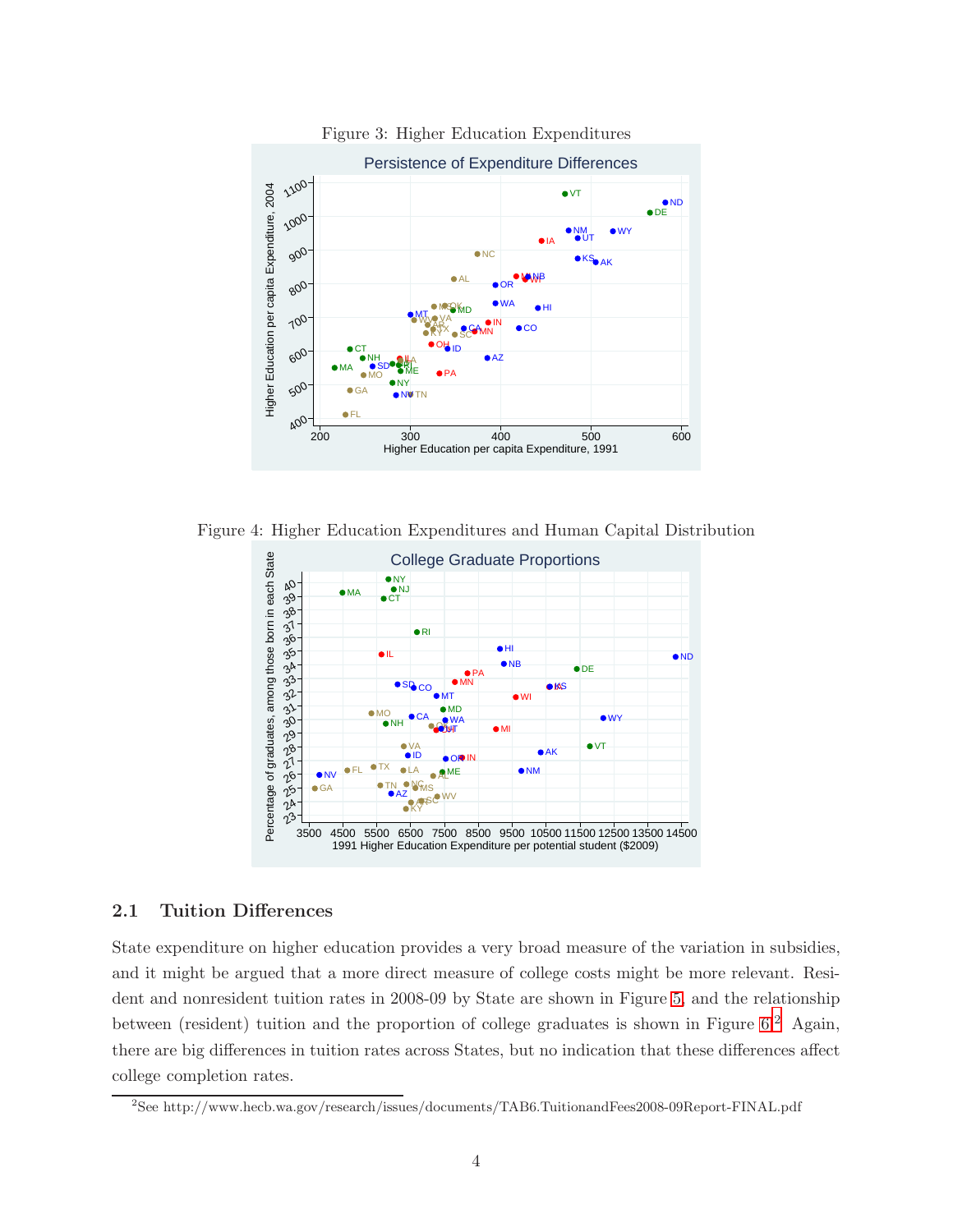Figure 3: Higher Education Expenditures

Figure 4: Higher Education Expenditures and Human Capital Distribution

### 2.1 Tuition Differences

State expenditure on higher education provides a very broad measure of the variation in subsidies, and it might be argued that a more direct measure of college costs might be more relevant. Resident and nonresident tuition rates in 2008-09 by State are shown in Figure 5, and the relationship between (resident) tuition and the proportion of college graduates is shown in Figure 6[2]. Again, there are big differences in tuition rates across States, but no indication that these differences affect college completion rates.

[2] See http://www.hecb.wa.gov/research/issues/documents/TAB6.TuitionandFees2008-09Report-FINAL.pdf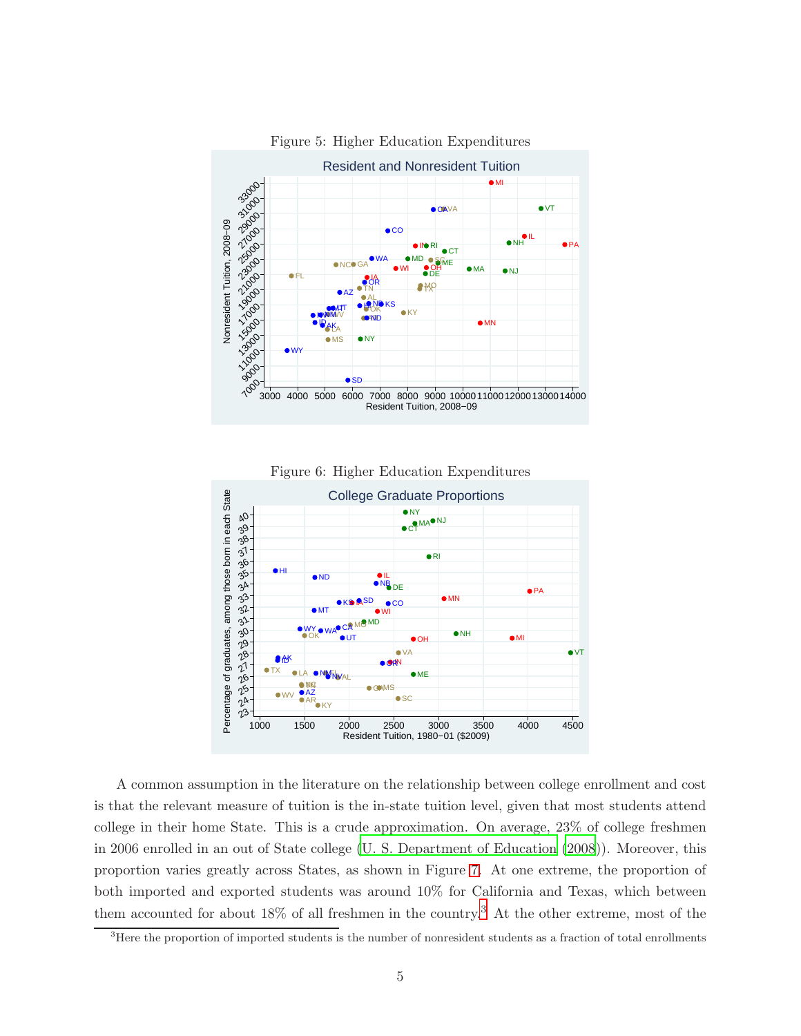Figure 5: Higher Education Expenditures

Figure 6: Higher Education Expenditures

A common assumption in the literature on the relationship between college enrollment and cost is that the relevant measure of tuition is the in-state tuition level, given that most students attend college in their home State. This is a crude approximation. On average, 23% of college freshmen in 2006 enrolled in an out of State college (U. S. Department of Education (2008)). Moreover, this proportion varies greatly across States, as shown in Figure 7. At one extreme, the proportion of both imported and exported students was around 10% for California and Texas, which between them accounted for about 18% of all freshmen in the country.[3] At the other extreme, most of the

[3]Here the proportion of imported students is the number of nonresident students as a fraction of total enrollments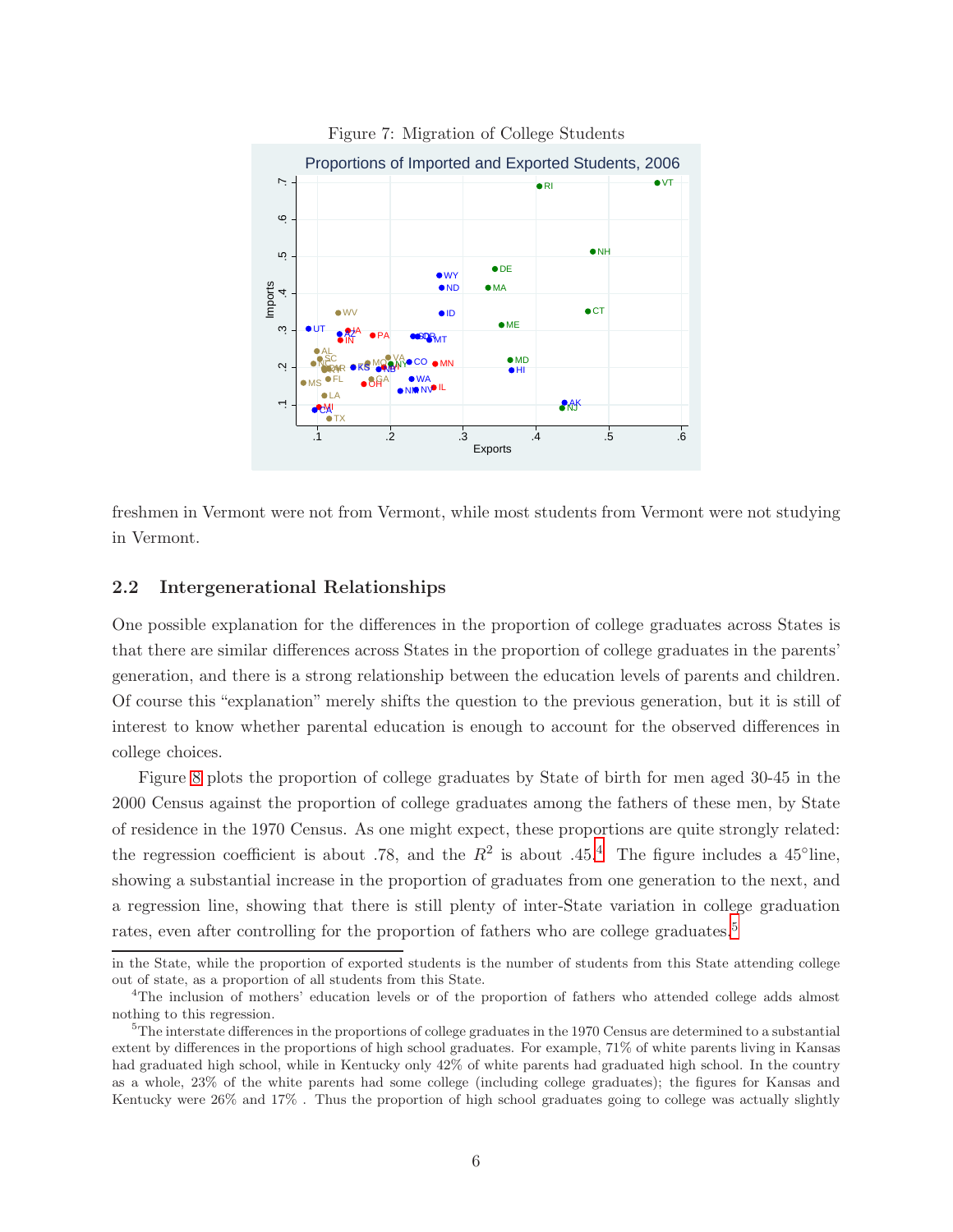Figure 7: Migration of College Students

freshmen in Vermont were not from Vermont, while most students from Vermont were not studying in Vermont.

## 2.2 Intergenerational Relationships

One possible explanation for the differences in the proportion of college graduates across States is that there are similar differences across States in the proportion of college graduates in the parents' generation, and there is a strong relationship between the education levels of parents and children. Of course this "explanation" merely shifts the question to the previous generation, but it is still of interest to know whether parental education is enough to account for the observed differences in college choices.

Figure 8 plots the proportion of college graduates by State of birth for men aged 30-45 in the 2000 Census against the proportion of college graduates among the fathers of these men, by State of residence in the 1970 Census. As one might expect, these proportions are quite strongly related: the regression coefficient is about .78, and the $R^2$ is about .45.[4] The figure includes a 45°line, showing a substantial increase in the proportion of graduates from one generation to the next, and a regression line, showing that there is still plenty of inter-State variation in college graduation rates, even after controlling for the proportion of fathers who are college graduates.[5]

---

in the State, while the proportion of exported students is the number of students from this State attending college out of state, as a proportion of all students from this State.

[4]The inclusion of mothers' education levels or of the proportion of fathers who attended college adds almost nothing to this regression.

[5]The interstate differences in the proportions of college graduates in the 1970 Census are determined to a substantial extent by differences in the proportions of high school graduates. For example, 71% of white parents living in Kansas had graduated high school, while in Kentucky only 42% of white parents had graduated high school. In the country as a whole, 23% of the white parents had some college (including college graduates); the figures for Kansas and Kentucky were 26% and 17% . Thus the proportion of high school graduates going to college was actually slightly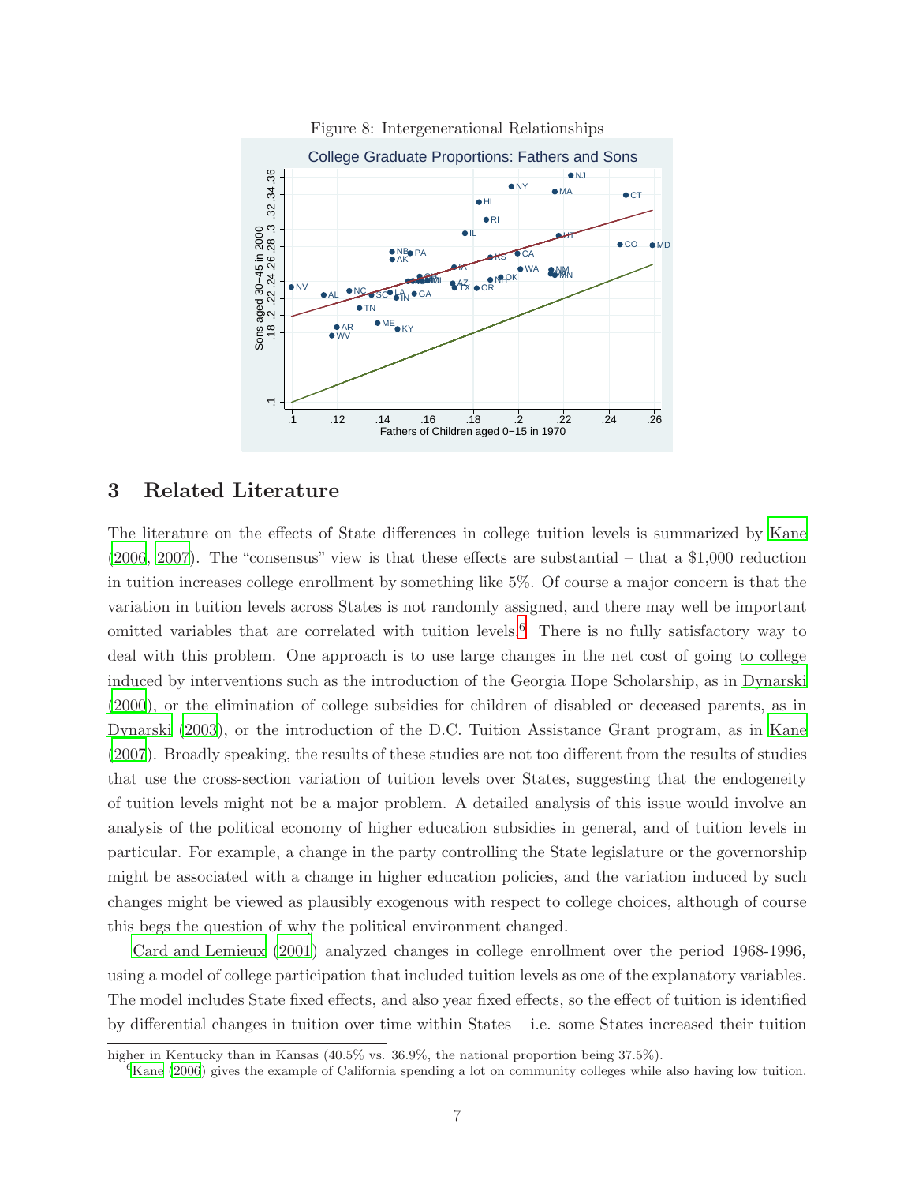Figure 8: Intergenerational Relationships

## 3 Related Literature

The literature on the effects of State differences in college tuition levels is summarized by Kane (2006, 2007). The "consensus" view is that these effects are substantial – that a $1,000 reduction in tuition increases college enrollment by something like 5%. Of course a major concern is that the variation in tuition levels across States is not randomly assigned, and there may well be important omitted variables that are correlated with tuition levels.[6] There is no fully satisfactory way to deal with this problem. One approach is to use large changes in the net cost of going to college induced by interventions such as the introduction of the Georgia Hope Scholarship, as in Dynarski (2000), or the elimination of college subsidies for children of disabled or deceased parents, as in Dynarski (2003), or the introduction of the D.C. Tuition Assistance Grant program, as in Kane (2007). Broadly speaking, the results of these studies are not too different from the results of studies that use the cross-section variation of tuition levels over States, suggesting that the endogeneity of tuition levels might not be a major problem. A detailed analysis of this issue would involve an analysis of the political economy of higher education subsidies in general, and of tuition levels in particular. For example, a change in the party controlling the State legislature or the governorship might be associated with a change in higher education policies, and the variation induced by such changes might be viewed as plausibly exogenous with respect to college choices, although of course this begs the question of why the political environment changed.

Card and Lemieux (2001) analyzed changes in college enrollment over the period 1968-1996, using a model of college participation that included tuition levels as one of the explanatory variables. The model includes State fixed effects, and also year fixed effects, so the effect of tuition is identified by differential changes in tuition over time within States – i.e. some States increased their tuition

higher in Kentucky than in Kansas (40.5% vs. 36.9%, the national proportion being 37.5%).

[6] Kane (2006) gives the example of California spending a lot on community colleges while also having low tuition.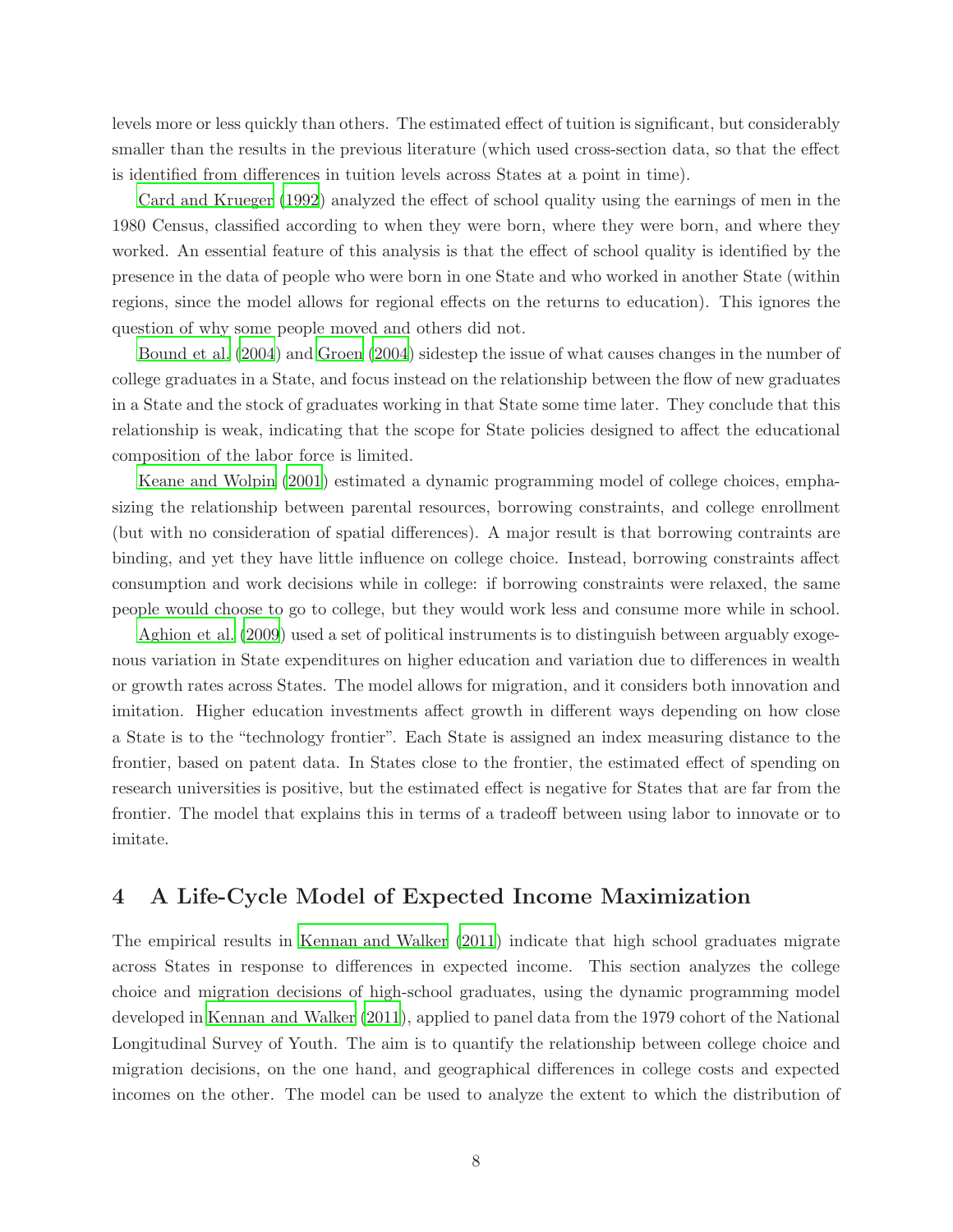levels more or less quickly than others. The estimated effect of tuition is significant, but considerably smaller than the results in the previous literature (which used cross-section data, so that the effect is identified from differences in tuition levels across States at a point in time).

Card and Krueger (1992) analyzed the effect of school quality using the earnings of men in the 1980 Census, classified according to when they were born, where they were born, and where they worked. An essential feature of this analysis is that the effect of school quality is identified by the presence in the data of people who were born in one State and who worked in another State (within regions, since the model allows for regional effects on the returns to education). This ignores the question of why some people moved and others did not.

Bound et al. (2004) and Groen (2004) sidestep the issue of what causes changes in the number of college graduates in a State, and focus instead on the relationship between the flow of new graduates in a State and the stock of graduates working in that State some time later. They conclude that this relationship is weak, indicating that the scope for State policies designed to affect the educational composition of the labor force is limited.

Keane and Wolpin (2001) estimated a dynamic programming model of college choices, emphasizing the relationship between parental resources, borrowing constraints, and college enrollment (but with no consideration of spatial differences). A major result is that borrowing contraints are binding, and yet they have little influence on college choice. Instead, borrowing constraints affect consumption and work decisions while in college: if borrowing constraints were relaxed, the same people would choose to go to college, but they would work less and consume more while in school.

Aghion et al. (2009) used a set of political instruments is to distinguish between arguably exogenous variation in State expenditures on higher education and variation due to differences in wealth or growth rates across States. The model allows for migration, and it considers both innovation and imitation. Higher education investments affect growth in different ways depending on how close a State is to the "technology frontier". Each State is assigned an index measuring distance to the frontier, based on patent data. In States close to the frontier, the estimated effect of spending on research universities is positive, but the estimated effect is negative for States that are far from the frontier. The model that explains this in terms of a tradeoff between using labor to innovate or to imitate.

# 4 A Life-Cycle Model of Expected Income Maximization

The empirical results in Kennan and Walker (2011) indicate that high school graduates migrate across States in response to differences in expected income. This section analyzes the college choice and migration decisions of high-school graduates, using the dynamic programming model developed in Kennan and Walker (2011), applied to panel data from the 1979 cohort of the National Longitudinal Survey of Youth. The aim is to quantify the relationship between college choice and migration decisions, on the one hand, and geographical differences in college costs and expected incomes on the other. The model can be used to analyze the extent to which the distribution of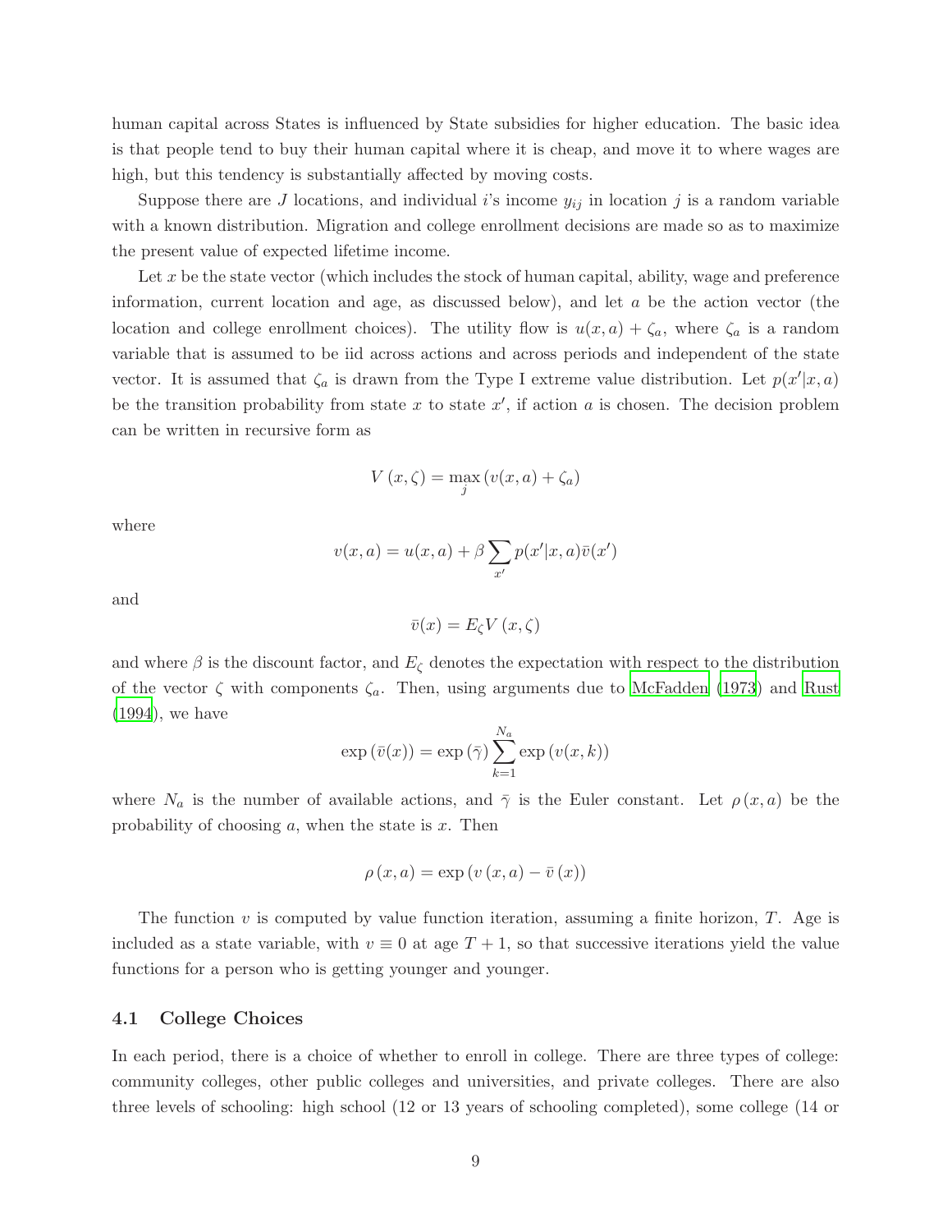human capital across States is influenced by State subsidies for higher education. The basic idea is that people tend to buy their human capital where it is cheap, and move it to where wages are high, but this tendency is substantially affected by moving costs.

Suppose there are $J$ locations, and individual $i$'s income $y_{ij}$ in location $j$ is a random variable with a known distribution. Migration and college enrollment decisions are made so as to maximize the present value of expected lifetime income.

Let $x$ be the state vector (which includes the stock of human capital, ability, wage and preference information, current location and age, as discussed below), and let $a$ be the action vector (the location and college enrollment choices). The utility flow is $u(x,a) + \zeta_a$, where $\zeta_a$ is a random variable that is assumed to be iid across actions and across periods and independent of the state vector. It is assumed that $\zeta_a$ is drawn from the Type I extreme value distribution. Let $p(x'|x,a)$ be the transition probability from state $x$ to state $x'$, if action $a$ is chosen. The decision problem can be written in recursive form as

$$V(x,\zeta) = \max_j \left(v(x,a) + \zeta_a\right)$$

where

$$v(x,a) = u(x,a) + \beta \sum_{x'} p(x'|x,a)\bar{v}(x')$$

and

$$\bar{v}(x) = E_\zeta V(x,\zeta)$$

and where $\beta$ is the discount factor, and $E_\zeta$ denotes the expectation with respect to the distribution of the vector $\zeta$ with components $\zeta_a$. Then, using arguments due to McFadden (1973) and Rust (1994), we have

$$\exp\left(\bar{v}(x)\right) = \exp\left(\bar{\gamma}\right) \sum_{k=1}^{N_a} \exp\left(v(x,k)\right)$$

where $N_a$ is the number of available actions, and $\bar{\gamma}$ is the Euler constant. Let $\rho(x,a)$ be the probability of choosing $a$, when the state is $x$. Then

$$\rho(x,a) = \exp\left(v(x,a) - \bar{v}(x)\right)$$

The function $v$ is computed by value function iteration, assuming a finite horizon, $T$. Age is included as a state variable, with $v \equiv 0$ at age $T+1$, so that successive iterations yield the value functions for a person who is getting younger and younger.

### 4.1 College Choices

In each period, there is a choice of whether to enroll in college. There are three types of college: community colleges, other public colleges and universities, and private colleges. There are also three levels of schooling: high school (12 or 13 years of schooling completed), some college (14 or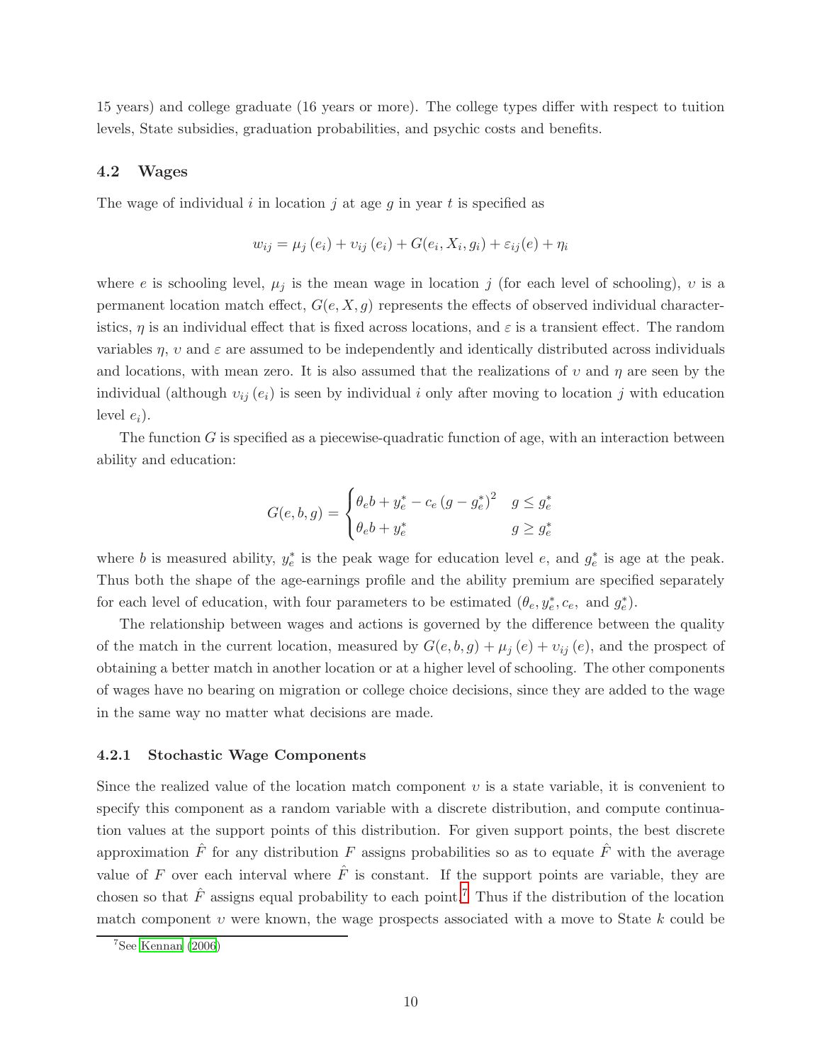15 years) and college graduate (16 years or more). The college types differ with respect to tuition levels, State subsidies, graduation probabilities, and psychic costs and benefits.

## 4.2 Wages

The wage of individual $i$ in location $j$ at age $g$ in year $t$ is specified as

$$w_{ij} = \mu_j(e_i) + \upsilon_{ij}(e_i) + G(e_i, X_i, g_i) + \varepsilon_{ij}(e) + \eta_i$$

where $e$ is schooling level, $\mu_j$ is the mean wage in location $j$ (for each level of schooling), $\upsilon$ is a permanent location match effect, $G(e, X, g)$ represents the effects of observed individual characteristics, $\eta$ is an individual effect that is fixed across locations, and $\varepsilon$ is a transient effect. The random variables $\eta$, $\upsilon$ and $\varepsilon$ are assumed to be independently and identically distributed across individuals and locations, with mean zero. It is also assumed that the realizations of $\upsilon$ and $\eta$ are seen by the individual (although $\upsilon_{ij}(e_i)$ is seen by individual $i$ only after moving to location $j$ with education level $e_i$).

The function $G$ is specified as a piecewise-quadratic function of age, with an interaction between ability and education:

$$G(e, b, g) = \begin{cases} \theta_e b + y_e^* - c_e (g - g_e^*)^2 & g \leq g_e^* \\ \theta_e b + y_e^* & g \geq g_e^* \end{cases}$$

where $b$ is measured ability, $y_e^*$ is the peak wage for education level $e$, and $g_e^*$ is age at the peak. Thus both the shape of the age-earnings profile and the ability premium are specified separately for each level of education, with four parameters to be estimated ($\theta_e, y_e^*, c_e,$ and $g_e^*$).

The relationship between wages and actions is governed by the difference between the quality of the match in the current location, measured by $G(e, b, g) + \mu_j(e) + \upsilon_{ij}(e)$, and the prospect of obtaining a better match in another location or at a higher level of schooling. The other components of wages have no bearing on migration or college choice decisions, since they are added to the wage in the same way no matter what decisions are made.

### 4.2.1 Stochastic Wage Components

Since the realized value of the location match component $\upsilon$ is a state variable, it is convenient to specify this component as a random variable with a discrete distribution, and compute continuation values at the support points of this distribution. For given support points, the best discrete approximation $\hat{F}$ for any distribution $F$ assigns probabilities so as to equate $\hat{F}$ with the average value of $F$ over each interval where $\hat{F}$ is constant. If the support points are variable, they are chosen so that $\hat{F}$ assigns equal probability to each point.[7] Thus if the distribution of the location match component $\upsilon$ were known, the wage prospects associated with a move to State $k$ could be

[7] See Kennan (2006)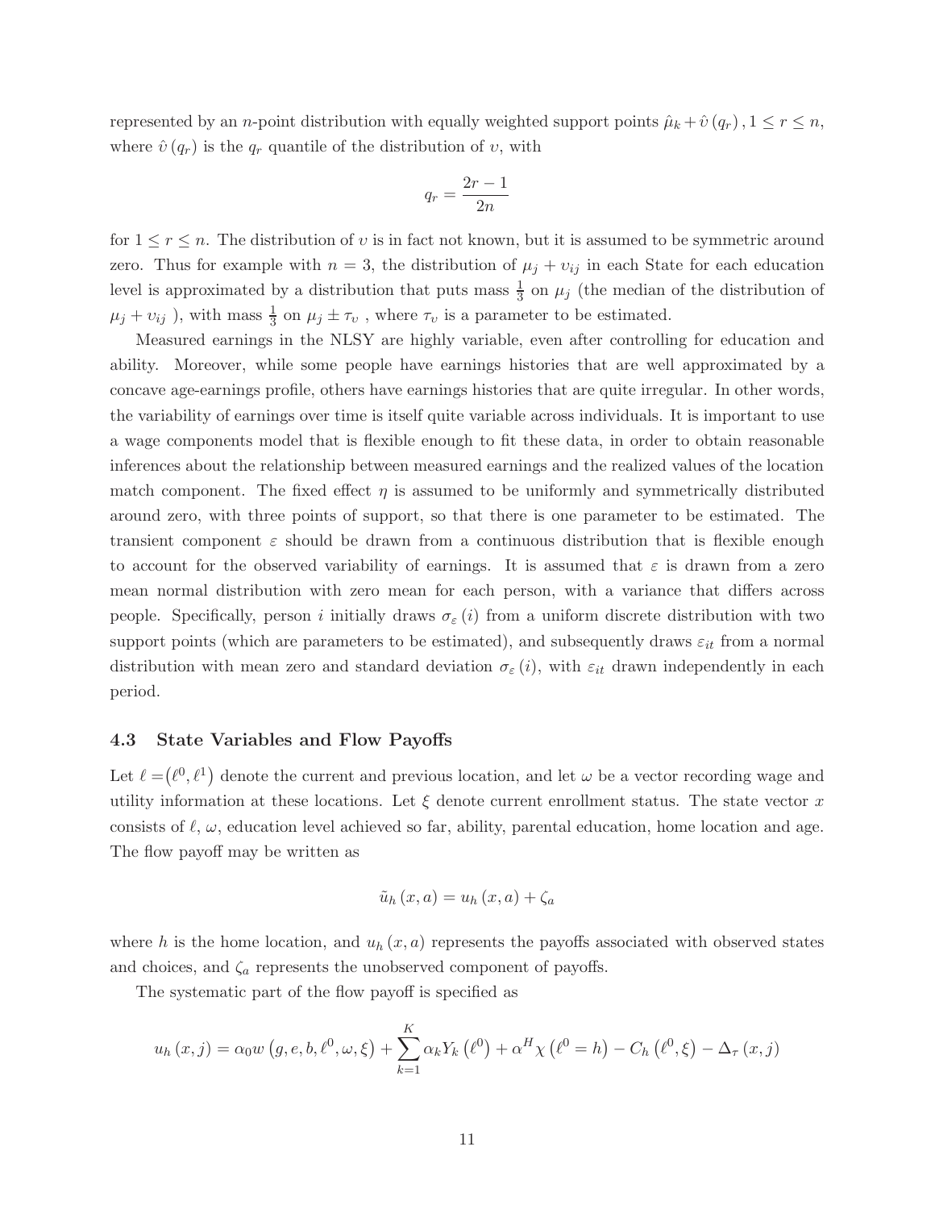represented by an $n$-point distribution with equally weighted support points $\hat{\mu}_k + \hat{\upsilon}(q_r), 1 \leq r \leq n$, where $\hat{\upsilon}(q_r)$ is the $q_r$ quantile of the distribution of $\upsilon$, with

$$q_r = \frac{2r-1}{2n}$$

for $1 \leq r \leq n$. The distribution of $\upsilon$ is in fact not known, but it is assumed to be symmetric around zero. Thus for example with $n = 3$, the distribution of $\mu_j + \upsilon_{ij}$ in each State for each education level is approximated by a distribution that puts mass $\frac{1}{3}$ on $\mu_j$ (the median of the distribution of $\mu_j + \upsilon_{ij}$ ), with mass $\frac{1}{3}$ on $\mu_j \pm \tau_\upsilon$ , where $\tau_\upsilon$ is a parameter to be estimated.

Measured earnings in the NLSY are highly variable, even after controlling for education and ability. Moreover, while some people have earnings histories that are well approximated by a concave age-earnings profile, others have earnings histories that are quite irregular. In other words, the variability of earnings over time is itself quite variable across individuals. It is important to use a wage components model that is flexible enough to fit these data, in order to obtain reasonable inferences about the relationship between measured earnings and the realized values of the location match component. The fixed effect $\eta$ is assumed to be uniformly and symmetrically distributed around zero, with three points of support, so that there is one parameter to be estimated. The transient component $\varepsilon$ should be drawn from a continuous distribution that is flexible enough to account for the observed variability of earnings. It is assumed that $\varepsilon$ is drawn from a zero mean normal distribution with zero mean for each person, with a variance that differs across people. Specifically, person $i$ initially draws $\sigma_\varepsilon(i)$ from a uniform discrete distribution with two support points (which are parameters to be estimated), and subsequently draws $\varepsilon_{it}$ from a normal distribution with mean zero and standard deviation $\sigma_\varepsilon(i)$, with $\varepsilon_{it}$ drawn independently in each period.

### 4.3 State Variables and Flow Payoffs

Let $\ell = (\ell^0, \ell^1)$ denote the current and previous location, and let $\omega$ be a vector recording wage and utility information at these locations. Let $\xi$ denote current enrollment status. The state vector $x$ consists of $\ell$, $\omega$, education level achieved so far, ability, parental education, home location and age. The flow payoff may be written as

$$\tilde{u}_h(x,a) = u_h(x,a) + \zeta_a$$

where $h$ is the home location, and $u_h(x,a)$ represents the payoffs associated with observed states and choices, and $\zeta_a$ represents the unobserved component of payoffs.

The systematic part of the flow payoff is specified as

$$u_h(x,j) = \alpha_0 w\left(g, e, b, \ell^0, \omega, \xi\right) + \sum_{k=1}^{K} \alpha_k Y_k\left(\ell^0\right) + \alpha^H \chi\left(\ell^0 = h\right) - C_h\left(\ell^0, \xi\right) - \Delta_\tau(x,j)$$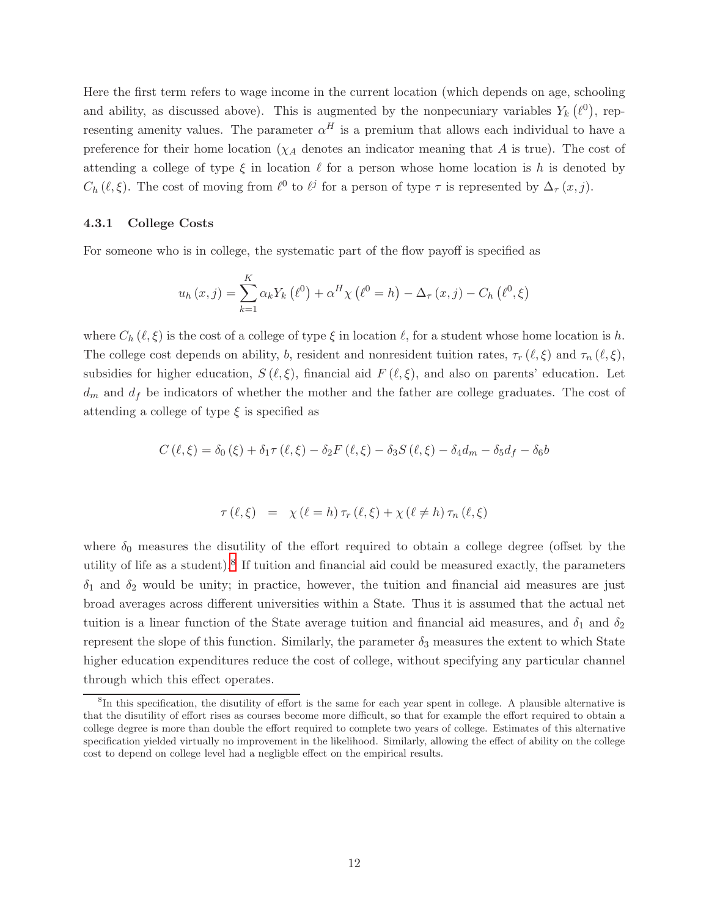Here the first term refers to wage income in the current location (which depends on age, schooling and ability, as discussed above). This is augmented by the nonpecuniary variables $Y_k(\ell^0)$, representing amenity values. The parameter $\alpha^H$ is a premium that allows each individual to have a preference for their home location ($\chi_A$ denotes an indicator meaning that $A$ is true). The cost of attending a college of type $\xi$ in location $\ell$ for a person whose home location is $h$ is denoted by $C_h(\ell, \xi)$. The cost of moving from $\ell^0$ to $\ell^j$ for a person of type $\tau$ is represented by $\Delta_\tau(x, j)$.

### 4.3.1 College Costs

For someone who is in college, the systematic part of the flow payoff is specified as

$$u_h(x, j) = \sum_{k=1}^{K} \alpha_k Y_k(\ell^0) + \alpha^H \chi(\ell^0 = h) - \Delta_\tau(x, j) - C_h(\ell^0, \xi)$$

where $C_h(\ell, \xi)$ is the cost of a college of type $\xi$ in location $\ell$, for a student whose home location is $h$. The college cost depends on ability, $b$, resident and nonresident tuition rates, $\tau_r(\ell, \xi)$ and $\tau_n(\ell, \xi)$, subsidies for higher education, $S(\ell, \xi)$, financial aid $F(\ell, \xi)$, and also on parents' education. Let $d_m$ and $d_f$ be indicators of whether the mother and the father are college graduates. The cost of attending a college of type $\xi$ is specified as

$$C(\ell, \xi) = \delta_0(\xi) + \delta_1 \tau(\ell, \xi) - \delta_2 F(\ell, \xi) - \delta_3 S(\ell, \xi) - \delta_4 d_m - \delta_5 d_f - \delta_6 b$$

$$\tau(\ell, \xi) \quad = \quad \chi(\ell = h)\, \tau_r(\ell, \xi) + \chi(\ell \neq h)\, \tau_n(\ell, \xi)$$

where $\delta_0$ measures the disutility of the effort required to obtain a college degree (offset by the utility of life as a student).[8] If tuition and financial aid could be measured exactly, the parameters $\delta_1$ and $\delta_2$ would be unity; in practice, however, the tuition and financial aid measures are just broad averages across different universities within a State. Thus it is assumed that the actual net tuition is a linear function of the State average tuition and financial aid measures, and $\delta_1$ and $\delta_2$ represent the slope of this function. Similarly, the parameter $\delta_3$ measures the extent to which State higher education expenditures reduce the cost of college, without specifying any particular channel through which this effect operates.

[8] In this specification, the disutility of effort is the same for each year spent in college. A plausible alternative is that the disutility of effort rises as courses become more difficult, so that for example the effort required to obtain a college degree is more than double the effort required to complete two years of college. Estimates of this alternative specification yielded virtually no improvement in the likelihood. Similarly, allowing the effect of ability on the college cost to depend on college level had a negligble effect on the empirical results.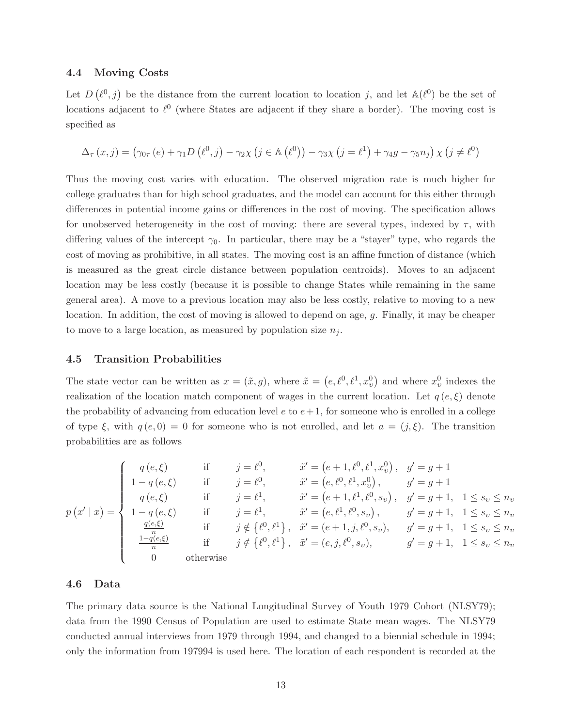### 4.4 Moving Costs

Let $D\left(\ell^0, j\right)$ be the distance from the current location to location $j$, and let $\mathbb{A}(\ell^0)$ be the set of locations adjacent to $\ell^0$ (where States are adjacent if they share a border). The moving cost is specified as

$$\Delta_\tau\left(x, j\right) = \left(\gamma_{0\tau}\left(e\right) + \gamma_1 D\left(\ell^0, j\right) - \gamma_2 \chi\left(j \in \mathbb{A}\left(\ell^0\right)\right) - \gamma_3 \chi\left(j = \ell^1\right) + \gamma_4 g - \gamma_5 n_j\right) \chi\left(j \neq \ell^0\right)$$

Thus the moving cost varies with education. The observed migration rate is much higher for college graduates than for high school graduates, and the model can account for this either through differences in potential income gains or differences in the cost of moving. The specification allows for unobserved heterogeneity in the cost of moving: there are several types, indexed by $\tau$, with differing values of the intercept $\gamma_0$. In particular, there may be a "stayer" type, who regards the cost of moving as prohibitive, in all states. The moving cost is an affine function of distance (which is measured as the great circle distance between population centroids). Moves to an adjacent location may be less costly (because it is possible to change States while remaining in the same general area). A move to a previous location may also be less costly, relative to moving to a new location. In addition, the cost of moving is allowed to depend on age, $g$. Finally, it may be cheaper to move to a large location, as measured by population size $n_j$.

### 4.5 Transition Probabilities

The state vector can be written as $x = (\tilde{x}, g)$, where $\tilde{x} = \left(e, \ell^0, \ell^1, x_\upsilon^0\right)$ and where $x_\upsilon^0$ indexes the realization of the location match component of wages in the current location. Let $q\left(e, \xi\right)$ denote the probability of advancing from education level $e$ to $e+1$, for someone who is enrolled in a college of type $\xi$, with $q\left(e, 0\right) = 0$ for someone who is not enrolled, and let $a = (j, \xi)$. The transition probabilities are as follows

$$p\left(x' \mid x\right) = \begin{cases} q\left(e,\xi\right) & \text{if} \quad j = \ell^0, \quad \tilde{x}' = \left(e+1, \ell^0, \ell^1, x_\upsilon^0\right), \quad g' = g+1 \\ 1 - q\left(e,\xi\right) & \text{if} \quad j = \ell^0, \quad \tilde{x}' = \left(e, \ell^0, \ell^1, x_\upsilon^0\right), \quad g' = g+1 \\ q\left(e,\xi\right) & \text{if} \quad j = \ell^1, \quad \tilde{x}' = \left(e+1, \ell^1, \ell^0, s_\upsilon\right), \quad g' = g+1, \quad 1 \leq s_\upsilon \leq n_\upsilon \\ 1 - q\left(e,\xi\right) & \text{if} \quad j = \ell^1, \quad \tilde{x}' = \left(e, \ell^1, \ell^0, s_\upsilon\right), \quad g' = g+1, \quad 1 \leq s_\upsilon \leq n_\upsilon \\ \frac{q(e,\xi)}{n} & \text{if} \quad j \notin \left\{\ell^0, \ell^1\right\}, \quad \tilde{x}' = (e+1, j, \ell^0, s_\upsilon), \quad g' = g+1, \quad 1 \leq s_\upsilon \leq n_\upsilon \\ \frac{1-q(e,\xi)}{n} & \text{if} \quad j \notin \left\{\ell^0, \ell^1\right\}, \quad \tilde{x}' = (e, j, \ell^0, s_\upsilon), \quad g' = g+1, \quad 1 \leq s_\upsilon \leq n_\upsilon \\ 0 & \text{otherwise} \end{cases}$$

### 4.6 Data

The primary data source is the National Longitudinal Survey of Youth 1979 Cohort (NLSY79); data from the 1990 Census of Population are used to estimate State mean wages. The NLSY79 conducted annual interviews from 1979 through 1994, and changed to a biennial schedule in 1994; only the information from 197994 is used here. The location of each respondent is recorded at the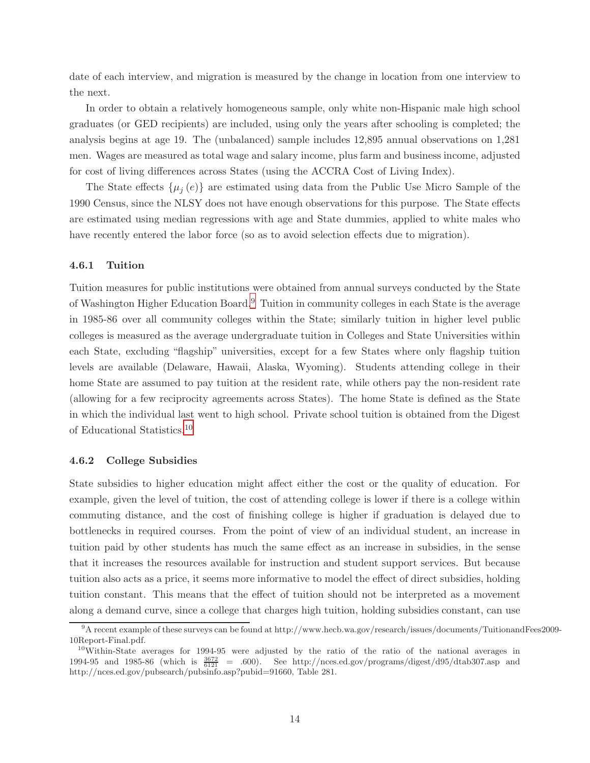date of each interview, and migration is measured by the change in location from one interview to the next.

In order to obtain a relatively homogeneous sample, only white non-Hispanic male high school graduates (or GED recipients) are included, using only the years after schooling is completed; the analysis begins at age 19. The (unbalanced) sample includes 12,895 annual observations on 1,281 men. Wages are measured as total wage and salary income, plus farm and business income, adjusted for cost of living differences across States (using the ACCRA Cost of Living Index).

The State effects $\{\mu_j(e)\}$ are estimated using data from the Public Use Micro Sample of the 1990 Census, since the NLSY does not have enough observations for this purpose. The State effects are estimated using median regressions with age and State dummies, applied to white males who have recently entered the labor force (so as to avoid selection effects due to migration).

### 4.6.1 Tuition

Tuition measures for public institutions were obtained from annual surveys conducted by the State of Washington Higher Education Board.[9] Tuition in community colleges in each State is the average in 1985-86 over all community colleges within the State; similarly tuition in higher level public colleges is measured as the average undergraduate tuition in Colleges and State Universities within each State, excluding "flagship" universities, except for a few States where only flagship tuition levels are available (Delaware, Hawaii, Alaska, Wyoming). Students attending college in their home State are assumed to pay tuition at the resident rate, while others pay the non-resident rate (allowing for a few reciprocity agreements across States). The home State is defined as the State in which the individual last went to high school. Private school tuition is obtained from the Digest of Educational Statistics.[10]

### 4.6.2 College Subsidies

State subsidies to higher education might affect either the cost or the quality of education. For example, given the level of tuition, the cost of attending college is lower if there is a college within commuting distance, and the cost of finishing college is higher if graduation is delayed due to bottlenecks in required courses. From the point of view of an individual student, an increase in tuition paid by other students has much the same effect as an increase in subsidies, in the sense that it increases the resources available for instruction and student support services. But because tuition also acts as a price, it seems more informative to model the effect of direct subsidies, holding tuition constant. This means that the effect of tuition should not be interpreted as a movement along a demand curve, since a college that charges high tuition, holding subsidies constant, can use

[9] A recent example of these surveys can be found at http://www.hecb.wa.gov/research/issues/documents/TuitionandFees2009-10Report-Final.pdf.

[10] Within-State averages for 1994-95 were adjusted by the ratio of the ratio of the national averages in 1994-95 and 1985-86 (which is $\frac{3672}{6121} = .600$). See http://nces.ed.gov/programs/digest/d95/dtab307.asp and http://nces.ed.gov/pubsearch/pubsinfo.asp?pubid=91660, Table 281.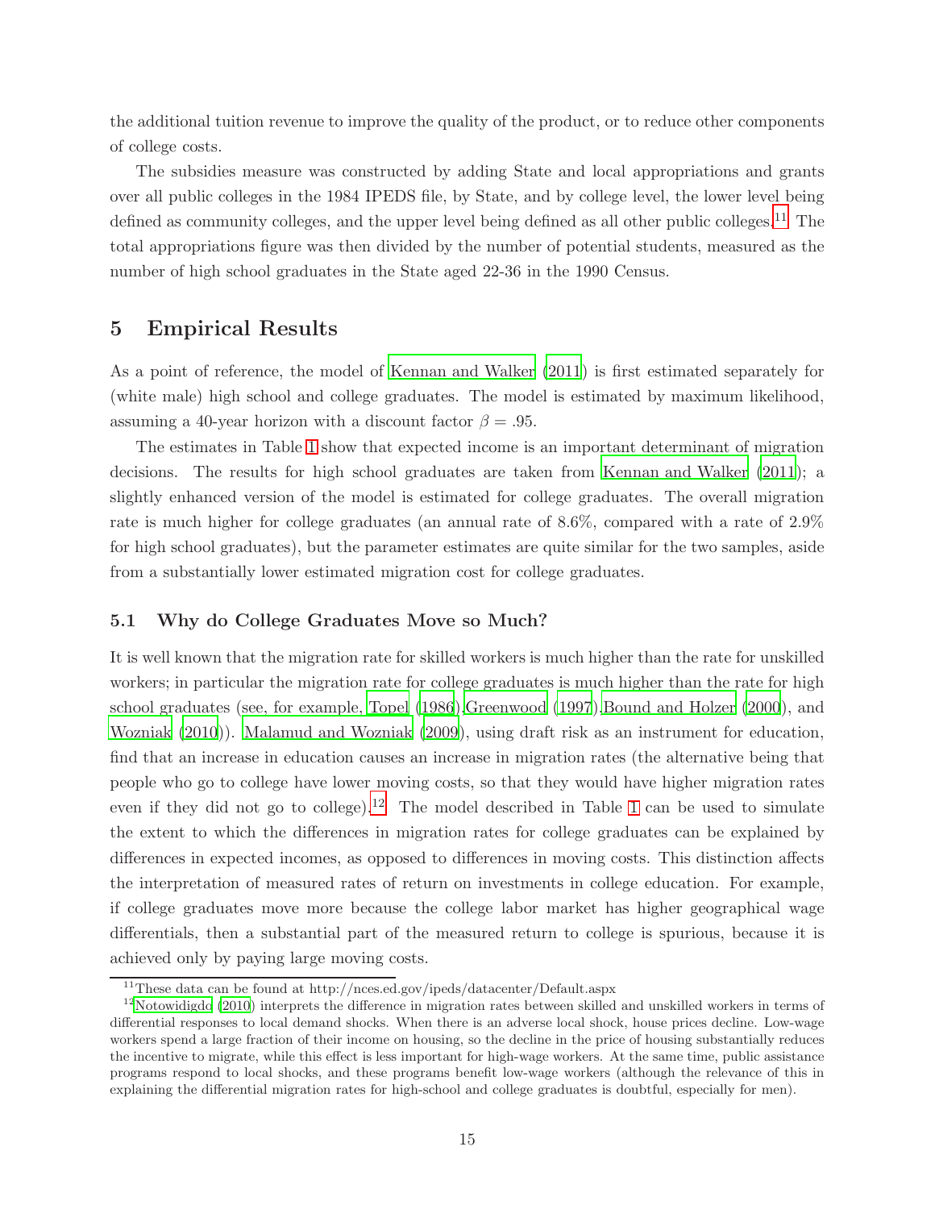the additional tuition revenue to improve the quality of the product, or to reduce other components of college costs.

The subsidies measure was constructed by adding State and local appropriations and grants over all public colleges in the 1984 IPEDS file, by State, and by college level, the lower level being defined as community colleges, and the upper level being defined as all other public colleges.[11] The total appropriations figure was then divided by the number of potential students, measured as the number of high school graduates in the State aged 22-36 in the 1990 Census.

## 5 Empirical Results

As a point of reference, the model of Kennan and Walker (2011) is first estimated separately for (white male) high school and college graduates. The model is estimated by maximum likelihood, assuming a 40-year horizon with a discount factor $\beta = .95$.

The estimates in Table 1 show that expected income is an important determinant of migration decisions. The results for high school graduates are taken from Kennan and Walker (2011); a slightly enhanced version of the model is estimated for college graduates. The overall migration rate is much higher for college graduates (an annual rate of 8.6%, compared with a rate of 2.9% for high school graduates), but the parameter estimates are quite similar for the two samples, aside from a substantially lower estimated migration cost for college graduates.

### 5.1 Why do College Graduates Move so Much?

It is well known that the migration rate for skilled workers is much higher than the rate for unskilled workers; in particular the migration rate for college graduates is much higher than the rate for high school graduates (see, for example, Topel (1986),Greenwood (1997),Bound and Holzer (2000), and Wozniak (2010)). Malamud and Wozniak (2009), using draft risk as an instrument for education, find that an increase in education causes an increase in migration rates (the alternative being that people who go to college have lower moving costs, so that they would have higher migration rates even if they did not go to college).[12] The model described in Table 1 can be used to simulate the extent to which the differences in migration rates for college graduates can be explained by differences in expected incomes, as opposed to differences in moving costs. This distinction affects the interpretation of measured rates of return on investments in college education. For example, if college graduates move more because the college labor market has higher geographical wage differentials, then a substantial part of the measured return to college is spurious, because it is achieved only by paying large moving costs.

[11] These data can be found at http://nces.ed.gov/ipeds/datacenter/Default.aspx

[12] Notowidigdo (2010) interprets the difference in migration rates between skilled and unskilled workers in terms of differential responses to local demand shocks. When there is an adverse local shock, house prices decline. Low-wage workers spend a large fraction of their income on housing, so the decline in the price of housing substantially reduces the incentive to migrate, while this effect is less important for high-wage workers. At the same time, public assistance programs respond to local shocks, and these programs benefit low-wage workers (although the relevance of this in explaining the differential migration rates for high-school and college graduates is doubtful, especially for men).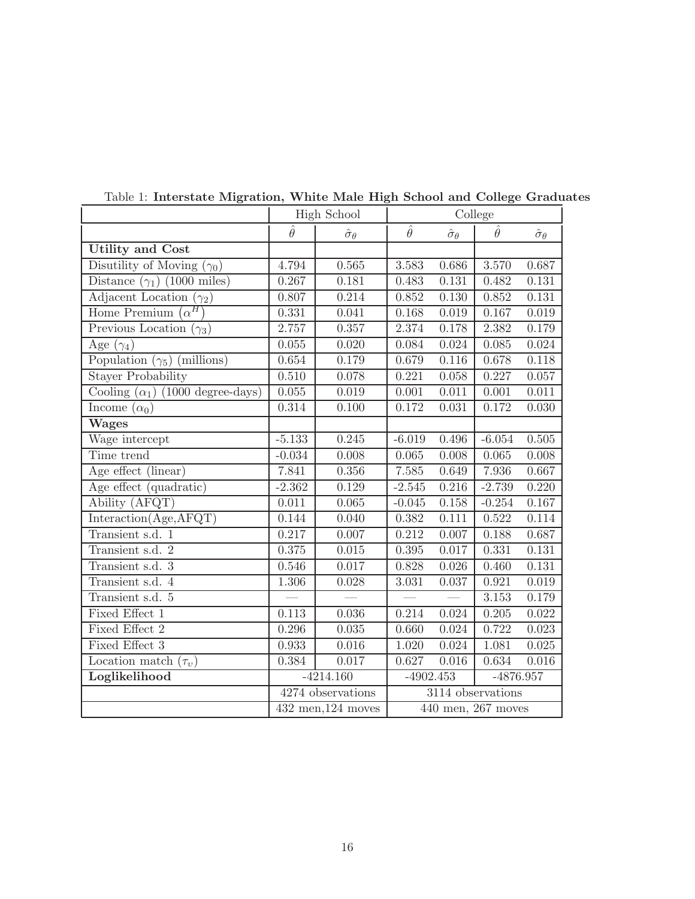Table 1: **Interstate Migration, White Male High School and College Graduates**

| | High School | | College | | | |
|---|---|---|---|---|---|---|
| | $\hat{\theta}$ | $\hat{\sigma}_\theta$ | $\hat{\theta}$ | $\hat{\sigma}_\theta$ | $\hat{\theta}$ | $\hat{\sigma}_\theta$ |
| **Utility and Cost** | | | | | | |
| Disutility of Moving ($\gamma_0$) | 4.794 | 0.565 | 3.583 | 0.686 | 3.570 | 0.687 |
| Distance ($\gamma_1$) (1000 miles) | 0.267 | 0.181 | 0.483 | 0.131 | 0.482 | 0.131 |
| Adjacent Location ($\gamma_2$) | 0.807 | 0.214 | 0.852 | 0.130 | 0.852 | 0.131 |
| Home Premium ($\alpha^H$) | 0.331 | 0.041 | 0.168 | 0.019 | 0.167 | 0.019 |
| Previous Location ($\gamma_3$) | 2.757 | 0.357 | 2.374 | 0.178 | 2.382 | 0.179 |
| Age ($\gamma_4$) | 0.055 | 0.020 | 0.084 | 0.024 | 0.085 | 0.024 |
| Population ($\gamma_5$) (millions) | 0.654 | 0.179 | 0.679 | 0.116 | 0.678 | 0.118 |
| Stayer Probability | 0.510 | 0.078 | 0.221 | 0.058 | 0.227 | 0.057 |
| Cooling ($\alpha_1$) (1000 degree-days) | 0.055 | 0.019 | 0.001 | 0.011 | 0.001 | 0.011 |
| Income ($\alpha_0$) | 0.314 | 0.100 | 0.172 | 0.031 | 0.172 | 0.030 |
| **Wages** | | | | | | |
| Wage intercept | -5.133 | 0.245 | -6.019 | 0.496 | -6.054 | 0.505 |
| Time trend | -0.034 | 0.008 | 0.065 | 0.008 | 0.065 | 0.008 |
| Age effect (linear) | 7.841 | 0.356 | 7.585 | 0.649 | 7.936 | 0.667 |
| Age effect (quadratic) | -2.362 | 0.129 | -2.545 | 0.216 | -2.739 | 0.220 |
| Ability (AFQT) | 0.011 | 0.065 | -0.045 | 0.158 | -0.254 | 0.167 |
| Interaction(Age,AFQT) | 0.144 | 0.040 | 0.382 | 0.111 | 0.522 | 0.114 |
| Transient s.d. 1 | 0.217 | 0.007 | 0.212 | 0.007 | 0.188 | 0.687 |
| Transient s.d. 2 | 0.375 | 0.015 | 0.395 | 0.017 | 0.331 | 0.131 |
| Transient s.d. 3 | 0.546 | 0.017 | 0.828 | 0.026 | 0.460 | 0.131 |
| Transient s.d. 4 | 1.306 | 0.028 | 3.031 | 0.037 | 0.921 | 0.019 |
| Transient s.d. 5 | — | — | — | — | 3.153 | 0.179 |
| Fixed Effect 1 | 0.113 | 0.036 | 0.214 | 0.024 | 0.205 | 0.022 |
| Fixed Effect 2 | 0.296 | 0.035 | 0.660 | 0.024 | 0.722 | 0.023 |
| Fixed Effect 3 | 0.933 | 0.016 | 1.020 | 0.024 | 1.081 | 0.025 |
| Location match ($\tau_\upsilon$) | 0.384 | 0.017 | 0.627 | 0.016 | 0.634 | 0.016 |
| **Loglikelihood** | -4214.160 | | -4902.453 | | -4876.957 | |
| | 4274 observations | | 3114 observations | | | |
| | 432 men,124 moves | | 440 men, 267 moves | | | |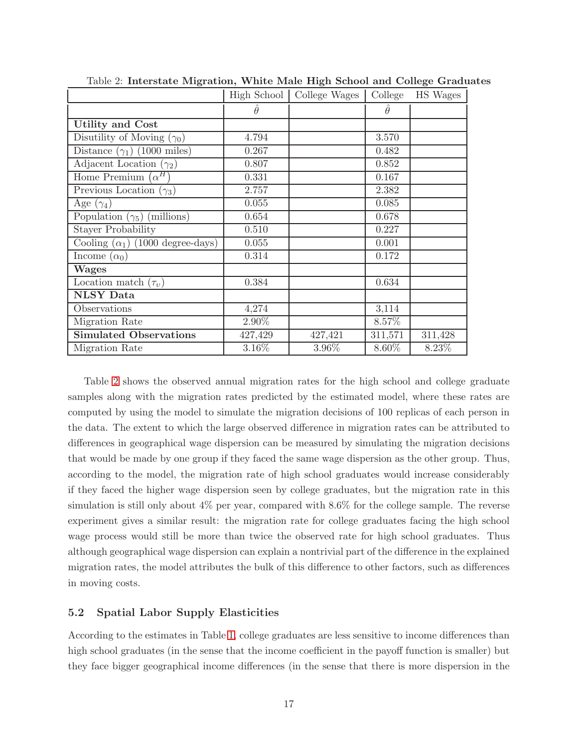Table 2: **Interstate Migration, White Male High School and College Graduates**

| | High School | College Wages | College | HS Wages |
|---|---|---|---|---|
| | $\hat{\theta}$ | | $\hat{\theta}$ | |
| **Utility and Cost** | | | | |
| Disutility of Moving ($\gamma_0$) | 4.794 | | 3.570 | |
| Distance ($\gamma_1$) (1000 miles) | 0.267 | | 0.482 | |
| Adjacent Location ($\gamma_2$) | 0.807 | | 0.852 | |
| Home Premium ($\alpha^H$) | 0.331 | | 0.167 | |
| Previous Location ($\gamma_3$) | 2.757 | | 2.382 | |
| Age ($\gamma_4$) | 0.055 | | 0.085 | |
| Population ($\gamma_5$) (millions) | 0.654 | | 0.678 | |
| Stayer Probability | 0.510 | | 0.227 | |
| Cooling ($\alpha_1$) (1000 degree-days) | 0.055 | | 0.001 | |
| Income ($\alpha_0$) | 0.314 | | 0.172 | |
| **Wages** | | | | |
| Location match ($\tau_\upsilon$) | 0.384 | | 0.634 | |
| **NLSY Data** | | | | |
| Observations | 4,274 | | 3,114 | |
| Migration Rate | 2.90% | | 8.57% | |
| **Simulated Observations** | 427,429 | 427,421 | 311,571 | 311,428 |
| Migration Rate | 3.16% | 3.96% | 8.60% | 8.23% |

Table 2 shows the observed annual migration rates for the high school and college graduate samples along with the migration rates predicted by the estimated model, where these rates are computed by using the model to simulate the migration decisions of 100 replicas of each person in the data. The extent to which the large observed difference in migration rates can be attributed to differences in geographical wage dispersion can be measured by simulating the migration decisions that would be made by one group if they faced the same wage dispersion as the other group. Thus, according to the model, the migration rate of high school graduates would increase considerably if they faced the higher wage dispersion seen by college graduates, but the migration rate in this simulation is still only about 4% per year, compared with 8.6% for the college sample. The reverse experiment gives a similar result: the migration rate for college graduates facing the high school wage process would still be more than twice the observed rate for high school graduates. Thus although geographical wage dispersion can explain a nontrivial part of the difference in the explained migration rates, the model attributes the bulk of this difference to other factors, such as differences in moving costs.

## 5.2 Spatial Labor Supply Elasticities

According to the estimates in Table 1, college graduates are less sensitive to income differences than high school graduates (in the sense that the income coefficient in the payoff function is smaller) but they face bigger geographical income differences (in the sense that there is more dispersion in the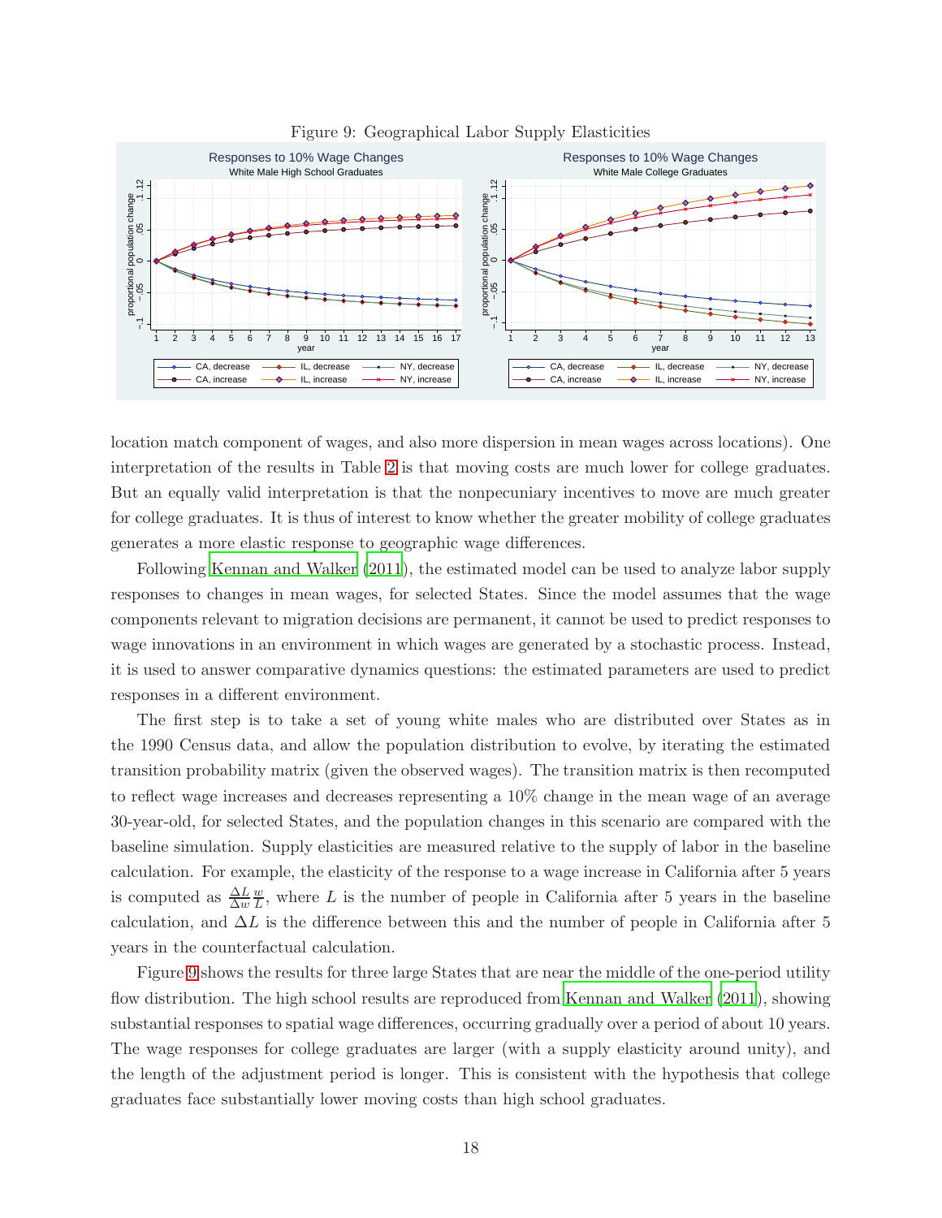Figure 9: Geographical Labor Supply Elasticities

location match component of wages, and also more dispersion in mean wages across locations). One interpretation of the results in Table 2 is that moving costs are much lower for college graduates. But an equally valid interpretation is that the nonpecuniary incentives to move are much greater for college graduates. It is thus of interest to know whether the greater mobility of college graduates generates a more elastic response to geographic wage differences.

Following Kennan and Walker (2011), the estimated model can be used to analyze labor supply responses to changes in mean wages, for selected States. Since the model assumes that the wage components relevant to migration decisions are permanent, it cannot be used to predict responses to wage innovations in an environment in which wages are generated by a stochastic process. Instead, it is used to answer comparative dynamics questions: the estimated parameters are used to predict responses in a different environment.

The first step is to take a set of young white males who are distributed over States as in the 1990 Census data, and allow the population distribution to evolve, by iterating the estimated transition probability matrix (given the observed wages). The transition matrix is then recomputed to reflect wage increases and decreases representing a 10% change in the mean wage of an average 30-year-old, for selected States, and the population changes in this scenario are compared with the baseline simulation. Supply elasticities are measured relative to the supply of labor in the baseline calculation. For example, the elasticity of the response to a wage increase in California after 5 years is computed as $\frac{\Delta L}{\Delta w}\frac{w}{L}$, where $L$ is the number of people in California after 5 years in the baseline calculation, and $\Delta L$ is the difference between this and the number of people in California after 5 years in the counterfactual calculation.

Figure 9 shows the results for three large States that are near the middle of the one-period utility flow distribution. The high school results are reproduced from Kennan and Walker (2011), showing substantial responses to spatial wage differences, occurring gradually over a period of about 10 years. The wage responses for college graduates are larger (with a supply elasticity around unity), and the length of the adjustment period is longer. This is consistent with the hypothesis that college graduates face substantially lower moving costs than high school graduates.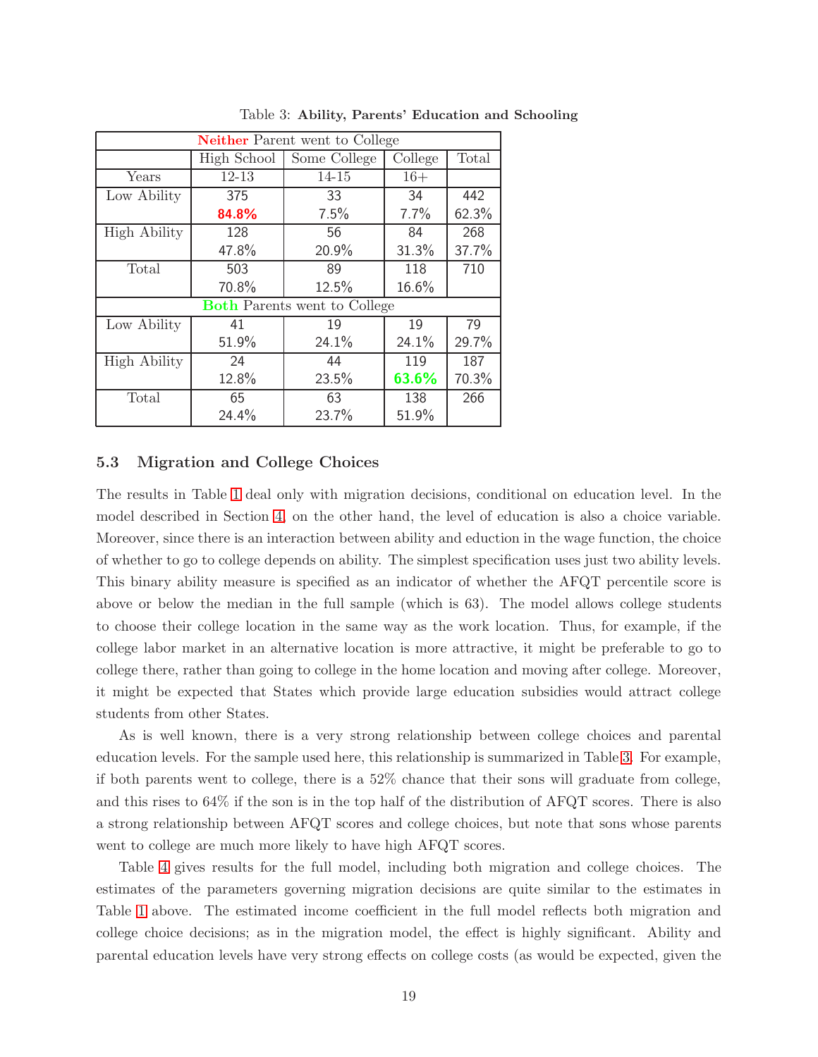Table 3: **Ability, Parents' Education and Schooling**

| **Neither** Parent went to College | | | | |
|---|---|---|---|---|
| | High School | Some College | College | Total |
| Years | 12-13 | 14-15 | 16+ | |
| Low Ability | 375 | 33 | 34 | 442 |
| | **84.8%** | 7.5% | 7.7% | 62.3% |
| High Ability | 128 | 56 | 84 | 268 |
| | 47.8% | 20.9% | 31.3% | 37.7% |
| Total | 503 | 89 | 118 | 710 |
| | 70.8% | 12.5% | 16.6% | |
| **Both** Parents went to College | | | | |
| Low Ability | 41 | 19 | 19 | 79 |
| | 51.9% | 24.1% | 24.1% | 29.7% |
| High Ability | 24 | 44 | 119 | 187 |
| | 12.8% | 23.5% | **63.6%** | 70.3% |
| Total | 65 | 63 | 138 | 266 |
| | 24.4% | 23.7% | 51.9% | |

### 5.3 Migration and College Choices

The results in Table 1 deal only with migration decisions, conditional on education level. In the model described in Section 4, on the other hand, the level of education is also a choice variable. Moreover, since there is an interaction between ability and eduction in the wage function, the choice of whether to go to college depends on ability. The simplest specification uses just two ability levels. This binary ability measure is specified as an indicator of whether the AFQT percentile score is above or below the median in the full sample (which is 63). The model allows college students to choose their college location in the same way as the work location. Thus, for example, if the college labor market in an alternative location is more attractive, it might be preferable to go to college there, rather than going to college in the home location and moving after college. Moreover, it might be expected that States which provide large education subsidies would attract college students from other States.

As is well known, there is a very strong relationship between college choices and parental education levels. For the sample used here, this relationship is summarized in Table 3. For example, if both parents went to college, there is a 52% chance that their sons will graduate from college, and this rises to 64% if the son is in the top half of the distribution of AFQT scores. There is also a strong relationship between AFQT scores and college choices, but note that sons whose parents went to college are much more likely to have high AFQT scores.

Table 4 gives results for the full model, including both migration and college choices. The estimates of the parameters governing migration decisions are quite similar to the estimates in Table 1 above. The estimated income coefficient in the full model reflects both migration and college choice decisions; as in the migration model, the effect is highly significant. Ability and parental education levels have very strong effects on college costs (as would be expected, given the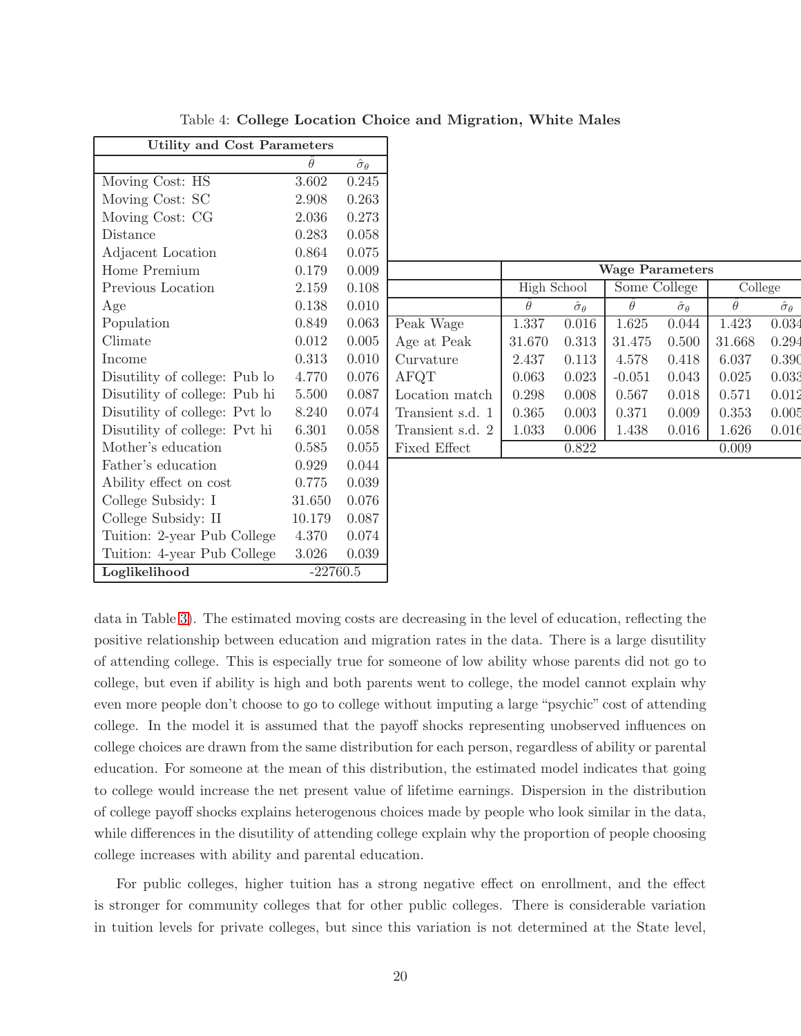Table 4: **College Location Choice and Migration, White Males**

| **Utility and Cost Parameters** | | |
|---|---|---|
| | $\hat{\theta}$ | $\hat{\sigma}_\theta$ |
| Moving Cost: HS | 3.602 | 0.245 |
| Moving Cost: SC | 2.908 | 0.263 |
| Moving Cost: CG | 2.036 | 0.273 |
| Distance | 0.283 | 0.058 |
| Adjacent Location | 0.864 | 0.075 |
| Home Premium | 0.179 | 0.009 |
| Previous Location | 2.159 | 0.108 |
| Age | 0.138 | 0.010 |
| Population | 0.849 | 0.063 |
| Climate | 0.012 | 0.005 |
| Income | 0.313 | 0.010 |
| Disutility of college: Pub lo | 4.770 | 0.076 |
| Disutility of college: Pub hi | 5.500 | 0.087 |
| Disutility of college: Pvt lo | 8.240 | 0.074 |
| Disutility of college: Pvt hi | 6.301 | 0.058 |
| Mother's education | 0.585 | 0.055 |
| Father's education | 0.929 | 0.044 |
| Ability effect on cost | 0.775 | 0.039 |
| College Subsidy: I | 31.650 | 0.076 |
| College Subsidy: II | 10.179 | 0.087 |
| Tuition: 2-year Pub College | 4.370 | 0.074 |
| Tuition: 4-year Pub College | 3.026 | 0.039 |
| **Loglikelihood** | -22760.5 | |

| | **Wage Parameters** | | | | | |
|---|---|---|---|---|---|---|
| | High School | | Some College | | College | |
| | $\hat{\theta}$ | $\hat{\sigma}_\theta$ | $\hat{\theta}$ | $\hat{\sigma}_\theta$ | $\hat{\theta}$ | $\hat{\sigma}_\theta$ |
| Peak Wage | 1.337 | 0.016 | 1.625 | 0.044 | 1.423 | 0.034 |
| Age at Peak | 31.670 | 0.313 | 31.475 | 0.500 | 31.668 | 0.294 |
| Curvature | 2.437 | 0.113 | 4.578 | 0.418 | 6.037 | 0.390 |
| AFQT | 0.063 | 0.023 | -0.051 | 0.043 | 0.025 | 0.033 |
| Location match | 0.298 | 0.008 | 0.567 | 0.018 | 0.571 | 0.012 |
| Transient s.d. 1 | 0.365 | 0.003 | 0.371 | 0.009 | 0.353 | 0.005 |
| Transient s.d. 2 | 1.033 | 0.006 | 1.438 | 0.016 | 1.626 | 0.016 |
| Fixed Effect | | 0.822 | | | 0.009 | |

data in Table 3). The estimated moving costs are decreasing in the level of education, reflecting the positive relationship between education and migration rates in the data. There is a large disutility of attending college. This is especially true for someone of low ability whose parents did not go to college, but even if ability is high and both parents went to college, the model cannot explain why even more people don't choose to go to college without imputing a large "psychic" cost of attending college. In the model it is assumed that the payoff shocks representing unobserved influences on college choices are drawn from the same distribution for each person, regardless of ability or parental education. For someone at the mean of this distribution, the estimated model indicates that going to college would increase the net present value of lifetime earnings. Dispersion in the distribution of college payoff shocks explains heterogenous choices made by people who look similar in the data, while differences in the disutility of attending college explain why the proportion of people choosing college increases with ability and parental education.

For public colleges, higher tuition has a strong negative effect on enrollment, and the effect is stronger for community colleges that for other public colleges. There is considerable variation in tuition levels for private colleges, but since this variation is not determined at the State level,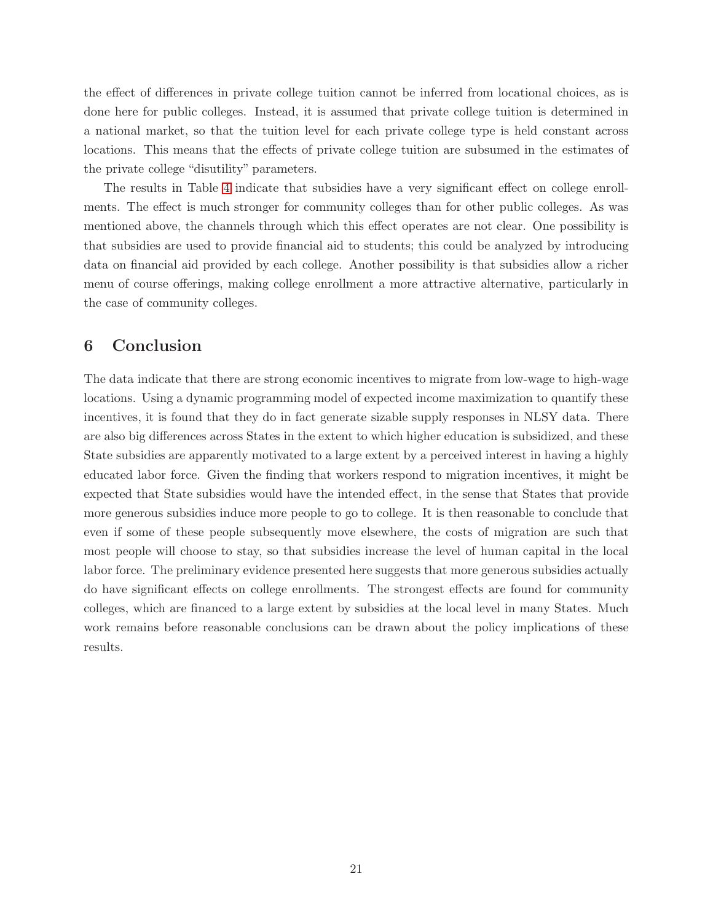the effect of differences in private college tuition cannot be inferred from locational choices, as is done here for public colleges. Instead, it is assumed that private college tuition is determined in a national market, so that the tuition level for each private college type is held constant across locations. This means that the effects of private college tuition are subsumed in the estimates of the private college "disutility" parameters.

The results in Table 4 indicate that subsidies have a very significant effect on college enrollments. The effect is much stronger for community colleges than for other public colleges. As was mentioned above, the channels through which this effect operates are not clear. One possibility is that subsidies are used to provide financial aid to students; this could be analyzed by introducing data on financial aid provided by each college. Another possibility is that subsidies allow a richer menu of course offerings, making college enrollment a more attractive alternative, particularly in the case of community colleges.

## 6 Conclusion

The data indicate that there are strong economic incentives to migrate from low-wage to high-wage locations. Using a dynamic programming model of expected income maximization to quantify these incentives, it is found that they do in fact generate sizable supply responses in NLSY data. There are also big differences across States in the extent to which higher education is subsidized, and these State subsidies are apparently motivated to a large extent by a perceived interest in having a highly educated labor force. Given the finding that workers respond to migration incentives, it might be expected that State subsidies would have the intended effect, in the sense that States that provide more generous subsidies induce more people to go to college. It is then reasonable to conclude that even if some of these people subsequently move elsewhere, the costs of migration are such that most people will choose to stay, so that subsidies increase the level of human capital in the local labor force. The preliminary evidence presented here suggests that more generous subsidies actually do have significant effects on college enrollments. The strongest effects are found for community colleges, which are financed to a large extent by subsidies at the local level in many States. Much work remains before reasonable conclusions can be drawn about the policy implications of these results.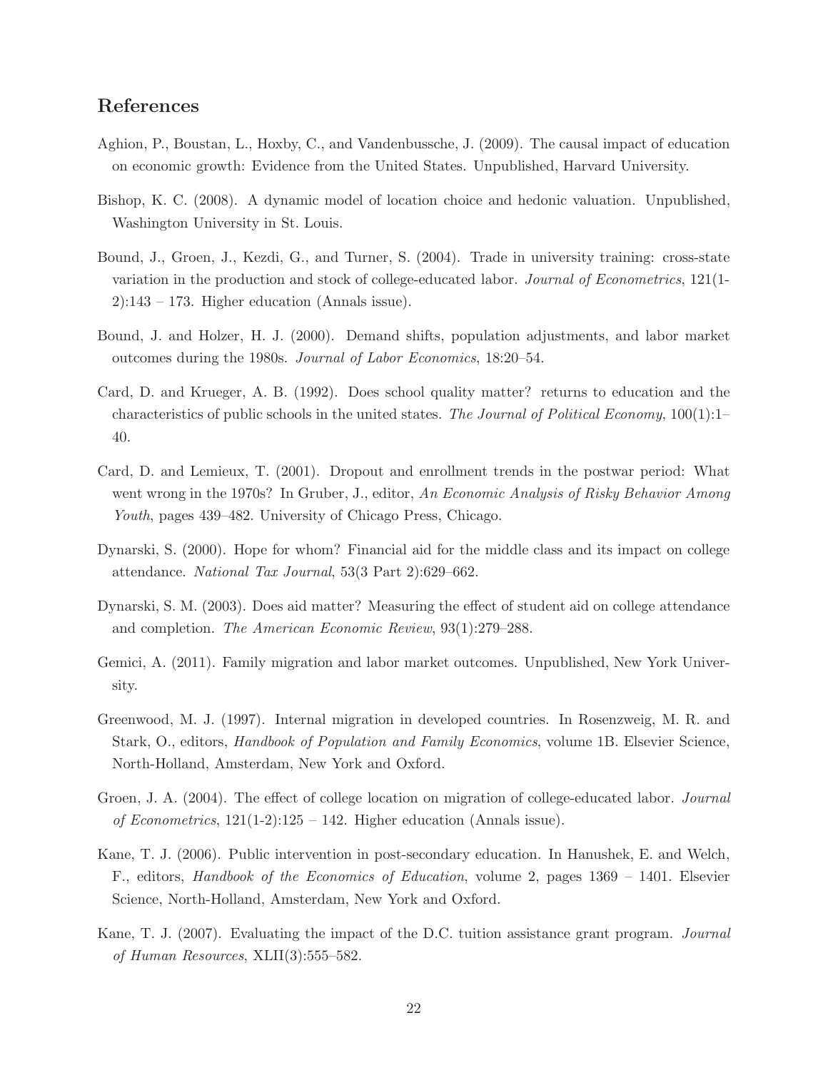## References

Aghion, P., Boustan, L., Hoxby, C., and Vandenbussche, J. (2009). The causal impact of education on economic growth: Evidence from the United States. Unpublished, Harvard University.

Bishop, K. C. (2008). A dynamic model of location choice and hedonic valuation. Unpublished, Washington University in St. Louis.

Bound, J., Groen, J., Kezdi, G., and Turner, S. (2004). Trade in university training: cross-state variation in the production and stock of college-educated labor. *Journal of Econometrics*, 121(1-2):143 – 173. Higher education (Annals issue).

Bound, J. and Holzer, H. J. (2000). Demand shifts, population adjustments, and labor market outcomes during the 1980s. *Journal of Labor Economics*, 18:20–54.

Card, D. and Krueger, A. B. (1992). Does school quality matter? returns to education and the characteristics of public schools in the united states. *The Journal of Political Economy*, 100(1):1–40.

Card, D. and Lemieux, T. (2001). Dropout and enrollment trends in the postwar period: What went wrong in the 1970s? In Gruber, J., editor, *An Economic Analysis of Risky Behavior Among Youth*, pages 439–482. University of Chicago Press, Chicago.

Dynarski, S. (2000). Hope for whom? Financial aid for the middle class and its impact on college attendance. *National Tax Journal*, 53(3 Part 2):629–662.

Dynarski, S. M. (2003). Does aid matter? Measuring the effect of student aid on college attendance and completion. *The American Economic Review*, 93(1):279–288.

Gemici, A. (2011). Family migration and labor market outcomes. Unpublished, New York University.

Greenwood, M. J. (1997). Internal migration in developed countries. In Rosenzweig, M. R. and Stark, O., editors, *Handbook of Population and Family Economics*, volume 1B. Elsevier Science, North-Holland, Amsterdam, New York and Oxford.

Groen, J. A. (2004). The effect of college location on migration of college-educated labor. *Journal of Econometrics*, 121(1-2):125 – 142. Higher education (Annals issue).

Kane, T. J. (2006). Public intervention in post-secondary education. In Hanushek, E. and Welch, F., editors, *Handbook of the Economics of Education*, volume 2, pages 1369 – 1401. Elsevier Science, North-Holland, Amsterdam, New York and Oxford.

Kane, T. J. (2007). Evaluating the impact of the D.C. tuition assistance grant program. *Journal of Human Resources*, XLII(3):555–582.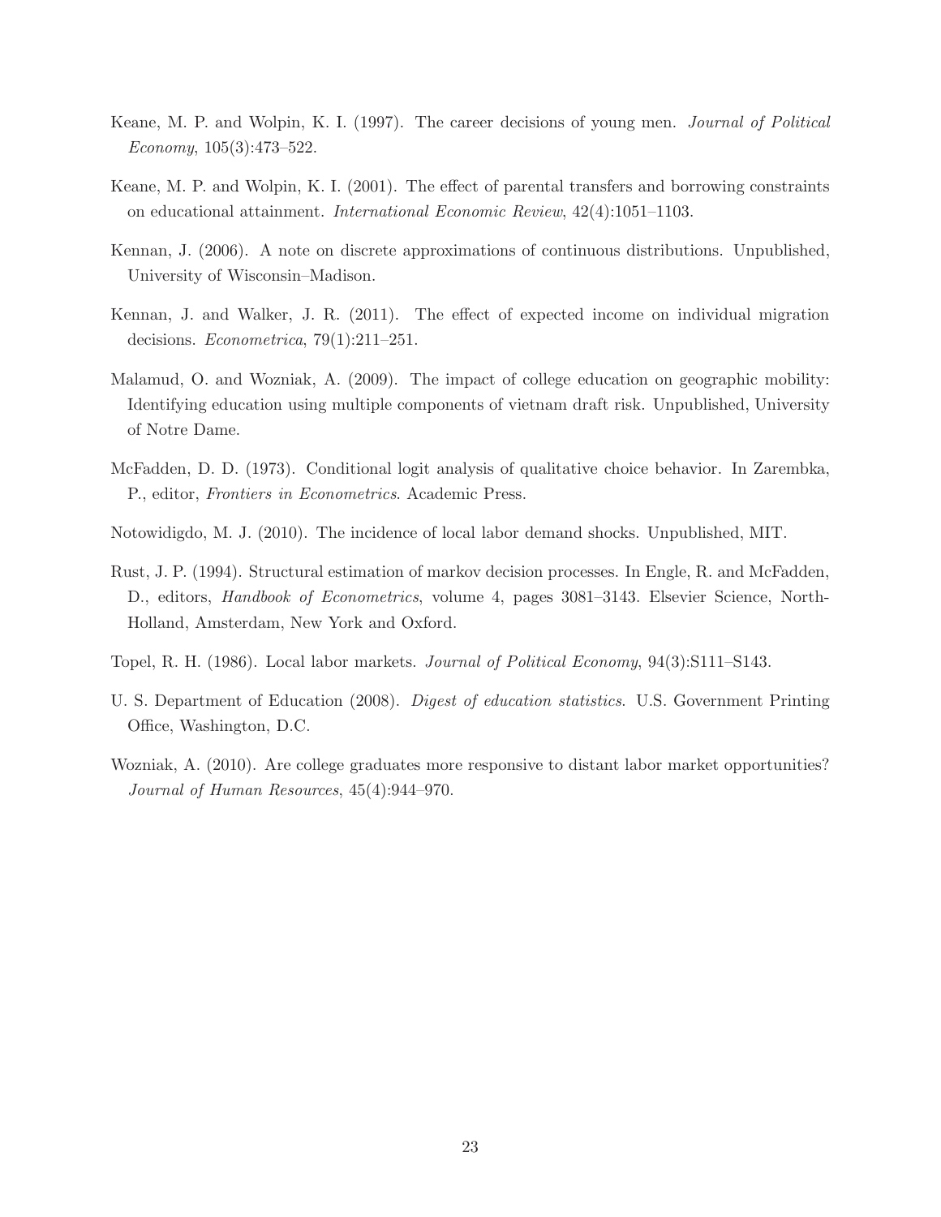Keane, M. P. and Wolpin, K. I. (1997). The career decisions of young men. *Journal of Political Economy*, 105(3):473–522.

Keane, M. P. and Wolpin, K. I. (2001). The effect of parental transfers and borrowing constraints on educational attainment. *International Economic Review*, 42(4):1051–1103.

Kennan, J. (2006). A note on discrete approximations of continuous distributions. Unpublished, University of Wisconsin–Madison.

Kennan, J. and Walker, J. R. (2011). The effect of expected income on individual migration decisions. *Econometrica*, 79(1):211–251.

Malamud, O. and Wozniak, A. (2009). The impact of college education on geographic mobility: Identifying education using multiple components of vietnam draft risk. Unpublished, University of Notre Dame.

McFadden, D. D. (1973). Conditional logit analysis of qualitative choice behavior. In Zarembka, P., editor, *Frontiers in Econometrics*. Academic Press.

Notowidigdo, M. J. (2010). The incidence of local labor demand shocks. Unpublished, MIT.

Rust, J. P. (1994). Structural estimation of markov decision processes. In Engle, R. and McFadden, D., editors, *Handbook of Econometrics*, volume 4, pages 3081–3143. Elsevier Science, North-Holland, Amsterdam, New York and Oxford.

Topel, R. H. (1986). Local labor markets. *Journal of Political Economy*, 94(3):S111–S143.

U. S. Department of Education (2008). *Digest of education statistics*. U.S. Government Printing Office, Washington, D.C.

Wozniak, A. (2010). Are college graduates more responsive to distant labor market opportunities? *Journal of Human Resources*, 45(4):944–970.